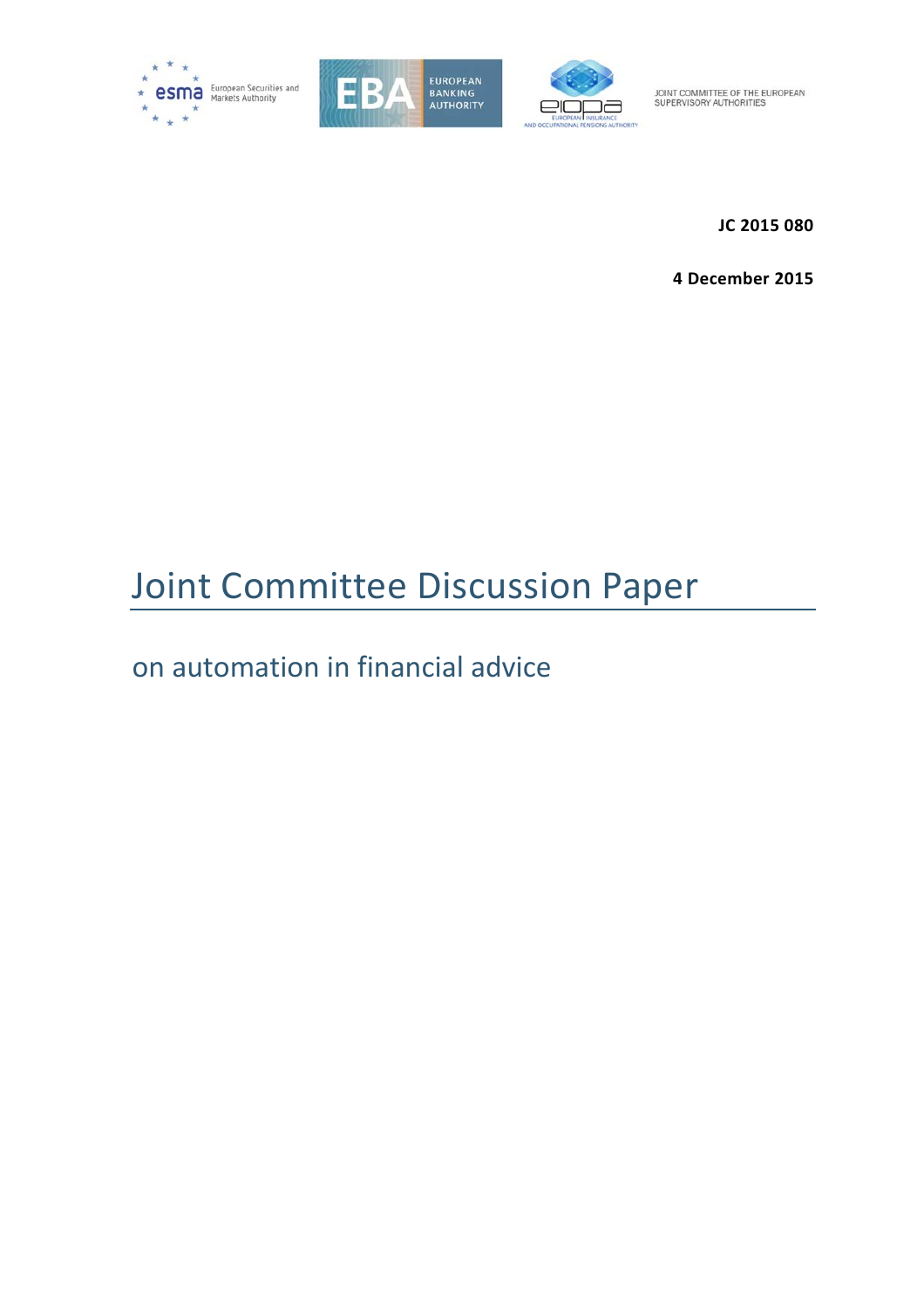esma European Securities and Markets Authority

EBA EUROPEAN BANKING AUTHORITY

eiopa EUROPEAN INSURANCE AND OCCUPATIONAL PENSIONS AUTHORITY

JOINT COMMITTEE OF THE EUROPEAN SUPERVISORY AUTHORITIES

**JC 2015 080**

**4 December 2015**

# Joint Committee Discussion Paper

## on automation in financial advice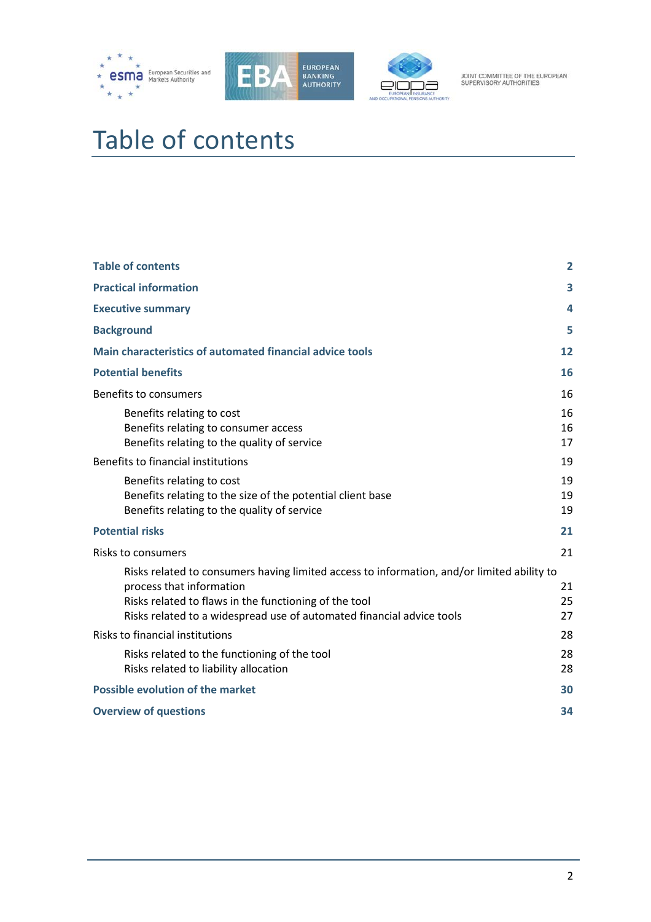# Table of contents

| | |
|---|---|
| **Table of contents** | **2** |
| **Practical information** | **3** |
| **Executive summary** | **4** |
| **Background** | **5** |
| **Main characteristics of automated financial advice tools** | **12** |
| **Potential benefits** | **16** |
| Benefits to consumers | 16 |
| Benefits relating to cost | 16 |
| Benefits relating to consumer access | 16 |
| Benefits relating to the quality of service | 17 |
| Benefits to financial institutions | 19 |
| Benefits relating to cost | 19 |
| Benefits relating to the size of the potential client base | 19 |
| Benefits relating to the quality of service | 19 |
| **Potential risks** | **21** |
| Risks to consumers | 21 |
| Risks related to consumers having limited access to information, and/or limited ability to process that information | 21 |
| Risks related to flaws in the functioning of the tool | 25 |
| Risks related to a widespread use of automated financial advice tools | 27 |
| Risks to financial institutions | 28 |
| Risks related to the functioning of the tool | 28 |
| Risks related to liability allocation | 28 |
| **Possible evolution of the market** | **30** |
| **Overview of questions** | **34** |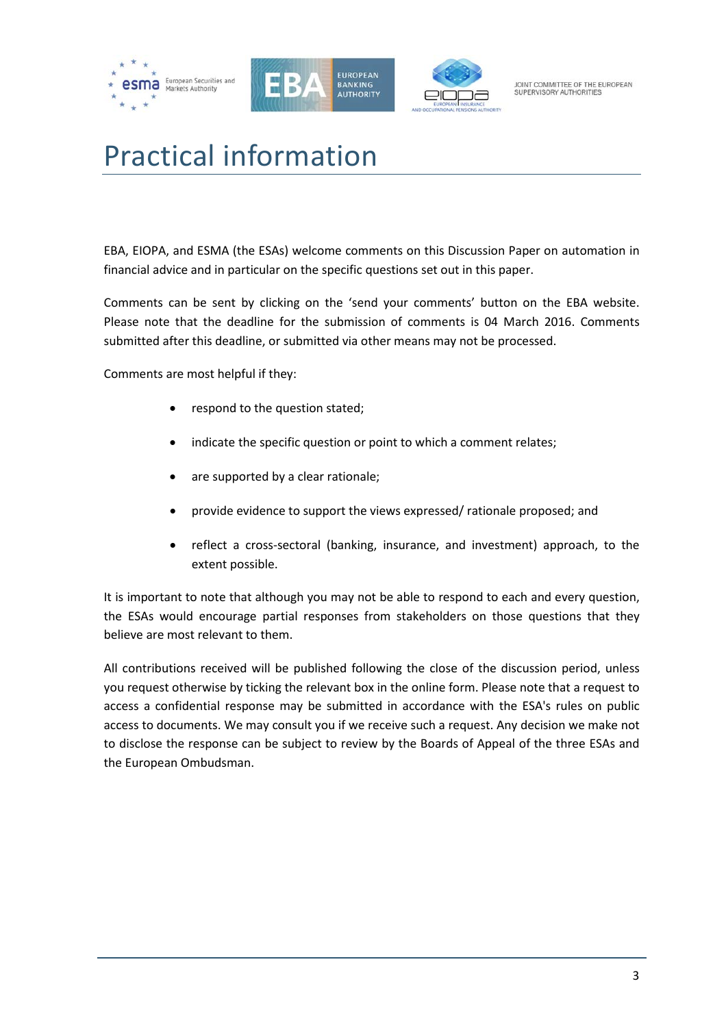# Practical information

EBA, EIOPA, and ESMA (the ESAs) welcome comments on this Discussion Paper on automation in financial advice and in particular on the specific questions set out in this paper.

Comments can be sent by clicking on the 'send your comments' button on the EBA website. Please note that the deadline for the submission of comments is 04 March 2016. Comments submitted after this deadline, or submitted via other means may not be processed.

Comments are most helpful if they:

- respond to the question stated;
- indicate the specific question or point to which a comment relates;
- are supported by a clear rationale;
- provide evidence to support the views expressed/ rationale proposed; and
- reflect a cross-sectoral (banking, insurance, and investment) approach, to the extent possible.

It is important to note that although you may not be able to respond to each and every question, the ESAs would encourage partial responses from stakeholders on those questions that they believe are most relevant to them.

All contributions received will be published following the close of the discussion period, unless you request otherwise by ticking the relevant box in the online form. Please note that a request to access a confidential response may be submitted in accordance with the ESA's rules on public access to documents. We may consult you if we receive such a request. Any decision we make not to disclose the response can be subject to review by the Boards of Appeal of the three ESAs and the European Ombudsman.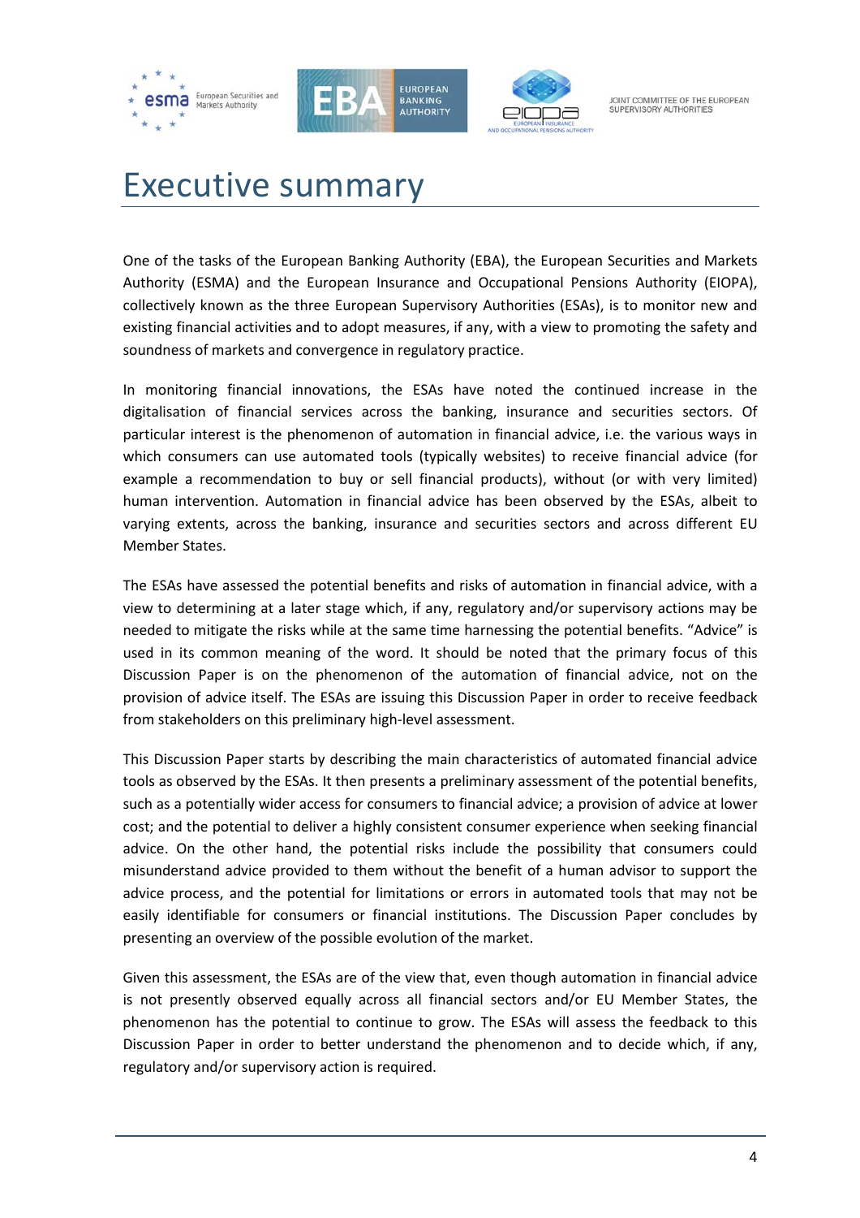# Executive summary

One of the tasks of the European Banking Authority (EBA), the European Securities and Markets Authority (ESMA) and the European Insurance and Occupational Pensions Authority (EIOPA), collectively known as the three European Supervisory Authorities (ESAs), is to monitor new and existing financial activities and to adopt measures, if any, with a view to promoting the safety and soundness of markets and convergence in regulatory practice.

In monitoring financial innovations, the ESAs have noted the continued increase in the digitalisation of financial services across the banking, insurance and securities sectors. Of particular interest is the phenomenon of automation in financial advice, i.e. the various ways in which consumers can use automated tools (typically websites) to receive financial advice (for example a recommendation to buy or sell financial products), without (or with very limited) human intervention. Automation in financial advice has been observed by the ESAs, albeit to varying extents, across the banking, insurance and securities sectors and across different EU Member States.

The ESAs have assessed the potential benefits and risks of automation in financial advice, with a view to determining at a later stage which, if any, regulatory and/or supervisory actions may be needed to mitigate the risks while at the same time harnessing the potential benefits. "Advice" is used in its common meaning of the word. It should be noted that the primary focus of this Discussion Paper is on the phenomenon of the automation of financial advice, not on the provision of advice itself. The ESAs are issuing this Discussion Paper in order to receive feedback from stakeholders on this preliminary high-level assessment.

This Discussion Paper starts by describing the main characteristics of automated financial advice tools as observed by the ESAs. It then presents a preliminary assessment of the potential benefits, such as a potentially wider access for consumers to financial advice; a provision of advice at lower cost; and the potential to deliver a highly consistent consumer experience when seeking financial advice. On the other hand, the potential risks include the possibility that consumers could misunderstand advice provided to them without the benefit of a human advisor to support the advice process, and the potential for limitations or errors in automated tools that may not be easily identifiable for consumers or financial institutions. The Discussion Paper concludes by presenting an overview of the possible evolution of the market.

Given this assessment, the ESAs are of the view that, even though automation in financial advice is not presently observed equally across all financial sectors and/or EU Member States, the phenomenon has the potential to continue to grow. The ESAs will assess the feedback to this Discussion Paper in order to better understand the phenomenon and to decide which, if any, regulatory and/or supervisory action is required.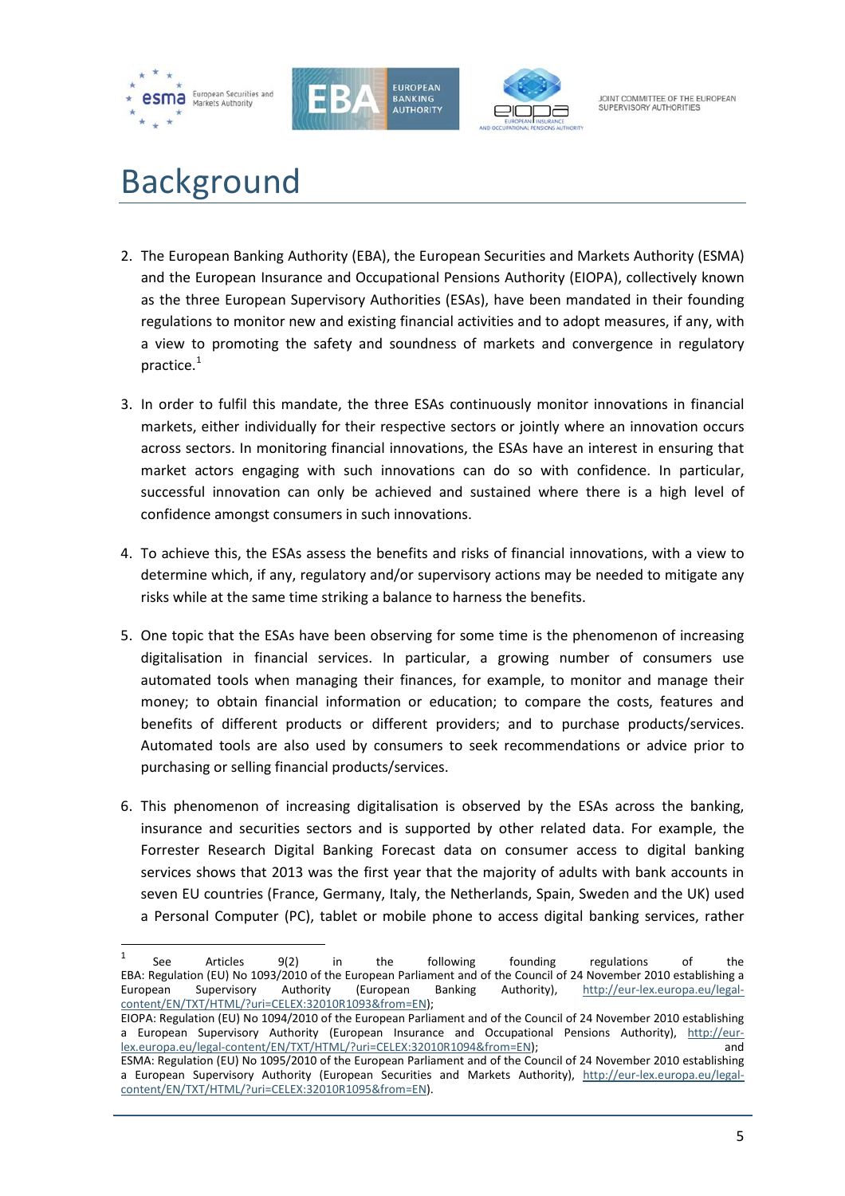# Background

2. The European Banking Authority (EBA), the European Securities and Markets Authority (ESMA) and the European Insurance and Occupational Pensions Authority (EIOPA), collectively known as the three European Supervisory Authorities (ESAs), have been mandated in their founding regulations to monitor new and existing financial activities and to adopt measures, if any, with a view to promoting the safety and soundness of markets and convergence in regulatory practice.[1]

3. In order to fulfil this mandate, the three ESAs continuously monitor innovations in financial markets, either individually for their respective sectors or jointly where an innovation occurs across sectors. In monitoring financial innovations, the ESAs have an interest in ensuring that market actors engaging with such innovations can do so with confidence. In particular, successful innovation can only be achieved and sustained where there is a high level of confidence amongst consumers in such innovations.

4. To achieve this, the ESAs assess the benefits and risks of financial innovations, with a view to determine which, if any, regulatory and/or supervisory actions may be needed to mitigate any risks while at the same time striking a balance to harness the benefits.

5. One topic that the ESAs have been observing for some time is the phenomenon of increasing digitalisation in financial services. In particular, a growing number of consumers use automated tools when managing their finances, for example, to monitor and manage their money; to obtain financial information or education; to compare the costs, features and benefits of different products or different providers; and to purchase products/services. Automated tools are also used by consumers to seek recommendations or advice prior to purchasing or selling financial products/services.

6. This phenomenon of increasing digitalisation is observed by the ESAs across the banking, insurance and securities sectors and is supported by other related data. For example, the Forrester Research Digital Banking Forecast data on consumer access to digital banking services shows that 2013 was the first year that the majority of adults with bank accounts in seven EU countries (France, Germany, Italy, the Netherlands, Spain, Sweden and the UK) used a Personal Computer (PC), tablet or mobile phone to access digital banking services, rather

---

[1] See Articles 9(2) in the following founding regulations of the EBA: Regulation (EU) No 1093/2010 of the European Parliament and of the Council of 24 November 2010 establishing a European Supervisory Authority (European Banking Authority), http://eur-lex.europa.eu/legal-content/EN/TXT/HTML/?uri=CELEX:32010R1093&from=EN);
EIOPA: Regulation (EU) No 1094/2010 of the European Parliament and of the Council of 24 November 2010 establishing a European Supervisory Authority (European Insurance and Occupational Pensions Authority), http://eur-lex.europa.eu/legal-content/EN/TXT/HTML/?uri=CELEX:32010R1094&from=EN); and
ESMA: Regulation (EU) No 1095/2010 of the European Parliament and of the Council of 24 November 2010 establishing a European Supervisory Authority (European Securities and Markets Authority), http://eur-lex.europa.eu/legal-content/EN/TXT/HTML/?uri=CELEX:32010R1095&from=EN).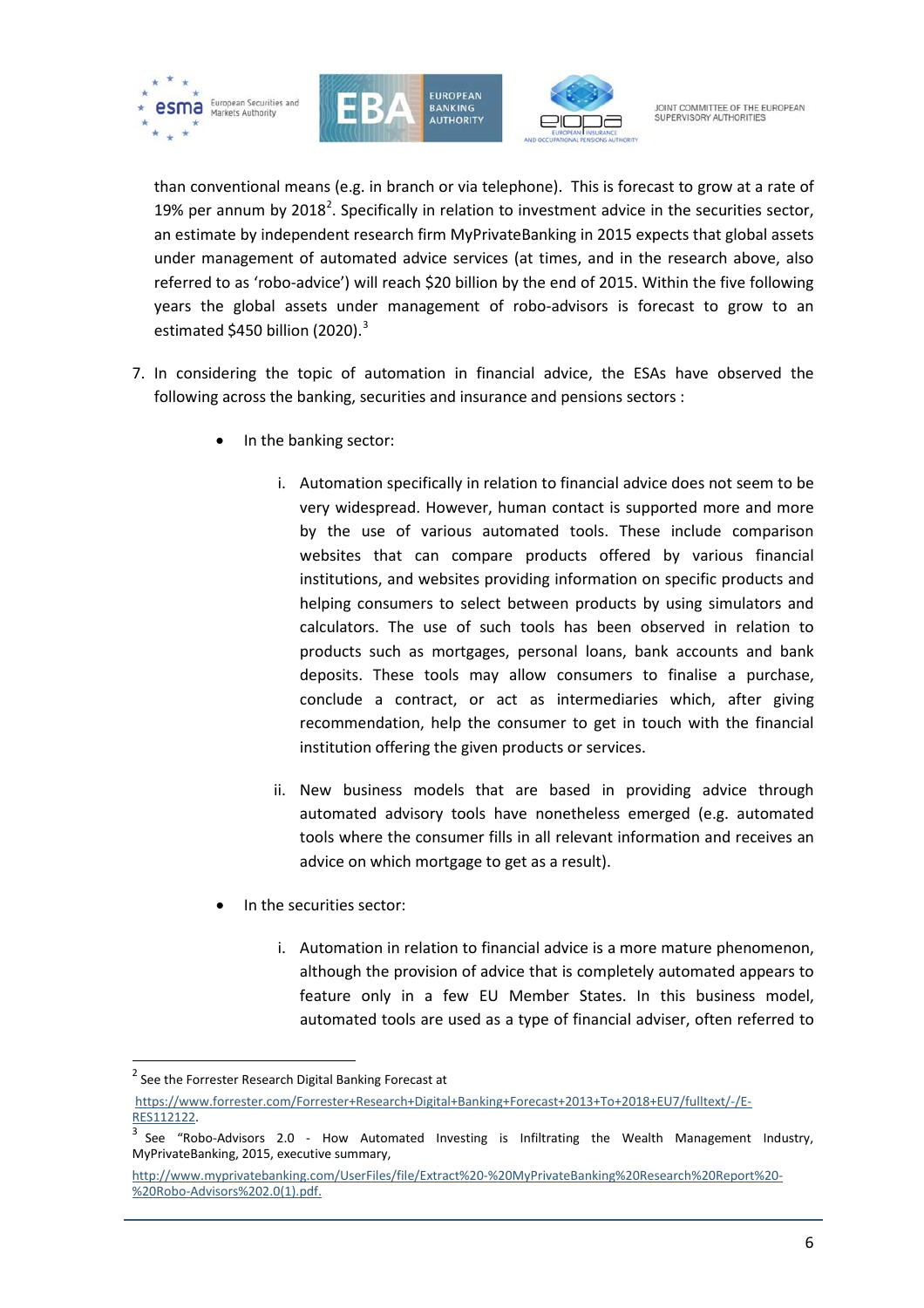than conventional means (e.g. in branch or via telephone). This is forecast to grow at a rate of 19% per annum by 2018[2]. Specifically in relation to investment advice in the securities sector, an estimate by independent research firm MyPrivateBanking in 2015 expects that global assets under management of automated advice services (at times, and in the research above, also referred to as 'robo-advice') will reach $20 billion by the end of 2015. Within the five following years the global assets under management of robo-advisors is forecast to grow to an estimated $450 billion (2020).[3]

7. In considering the topic of automation in financial advice, the ESAs have observed the following across the banking, securities and insurance and pensions sectors :

   - In the banking sector:

     i. Automation specifically in relation to financial advice does not seem to be very widespread. However, human contact is supported more and more by the use of various automated tools. These include comparison websites that can compare products offered by various financial institutions, and websites providing information on specific products and helping consumers to select between products by using simulators and calculators. The use of such tools has been observed in relation to products such as mortgages, personal loans, bank accounts and bank deposits. These tools may allow consumers to finalise a purchase, conclude a contract, or act as intermediaries which, after giving recommendation, help the consumer to get in touch with the financial institution offering the given products or services.

     ii. New business models that are based in providing advice through automated advisory tools have nonetheless emerged (e.g. automated tools where the consumer fills in all relevant information and receives an advice on which mortgage to get as a result).

   - In the securities sector:

     i. Automation in relation to financial advice is a more mature phenomenon, although the provision of advice that is completely automated appears to feature only in a few EU Member States. In this business model, automated tools are used as a type of financial adviser, often referred to

---

[2] See the Forrester Research Digital Banking Forecast at https://www.forrester.com/Forrester+Research+Digital+Banking+Forecast+2013+To+2018+EU7/fulltext/-/E-RES112122.

[3] See "Robo-Advisors 2.0 - How Automated Investing is Infiltrating the Wealth Management Industry, MyPrivateBanking, 2015, executive summary, http://www.myprivatebanking.com/UserFiles/file/Extract%20-%20MyPrivateBanking%20Research%20Report%20-%20Robo-Advisors%202.0(1).pdf.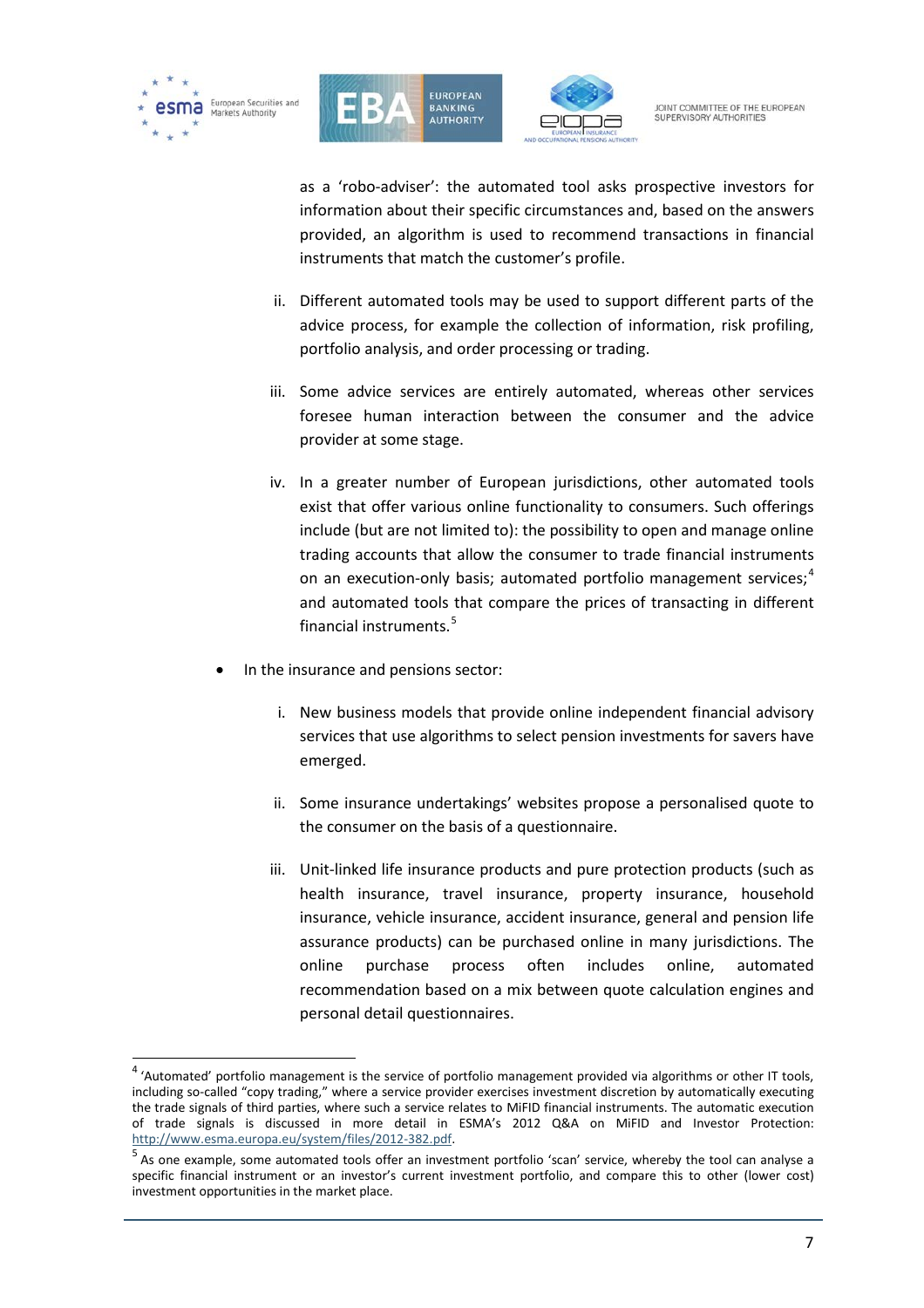as a 'robo-adviser': the automated tool asks prospective investors for information about their specific circumstances and, based on the answers provided, an algorithm is used to recommend transactions in financial instruments that match the customer's profile.

   ii. Different automated tools may be used to support different parts of the advice process, for example the collection of information, risk profiling, portfolio analysis, and order processing or trading.

   iii. Some advice services are entirely automated, whereas other services foresee human interaction between the consumer and the advice provider at some stage.

   iv. In a greater number of European jurisdictions, other automated tools exist that offer various online functionality to consumers. Such offerings include (but are not limited to): the possibility to open and manage online trading accounts that allow the consumer to trade financial instruments on an execution-only basis; automated portfolio management services;[4] and automated tools that compare the prices of transacting in different financial instruments.[5]

- In the insurance and pensions sector:

   i. New business models that provide online independent financial advisory services that use algorithms to select pension investments for savers have emerged.

   ii. Some insurance undertakings' websites propose a personalised quote to the consumer on the basis of a questionnaire.

   iii. Unit-linked life insurance products and pure protection products (such as health insurance, travel insurance, property insurance, household insurance, vehicle insurance, accident insurance, general and pension life assurance products) can be purchased online in many jurisdictions. The online purchase process often includes online, automated recommendation based on a mix between quote calculation engines and personal detail questionnaires.

---

[4] 'Automated' portfolio management is the service of portfolio management provided via algorithms or other IT tools, including so-called "copy trading," where a service provider exercises investment discretion by automatically executing the trade signals of third parties, where such a service relates to MiFID financial instruments. The automatic execution of trade signals is discussed in more detail in ESMA's 2012 Q&A on MiFID and Investor Protection: http://www.esma.europa.eu/system/files/2012-382.pdf.

[5] As one example, some automated tools offer an investment portfolio 'scan' service, whereby the tool can analyse a specific financial instrument or an investor's current investment portfolio, and compare this to other (lower cost) investment opportunities in the market place.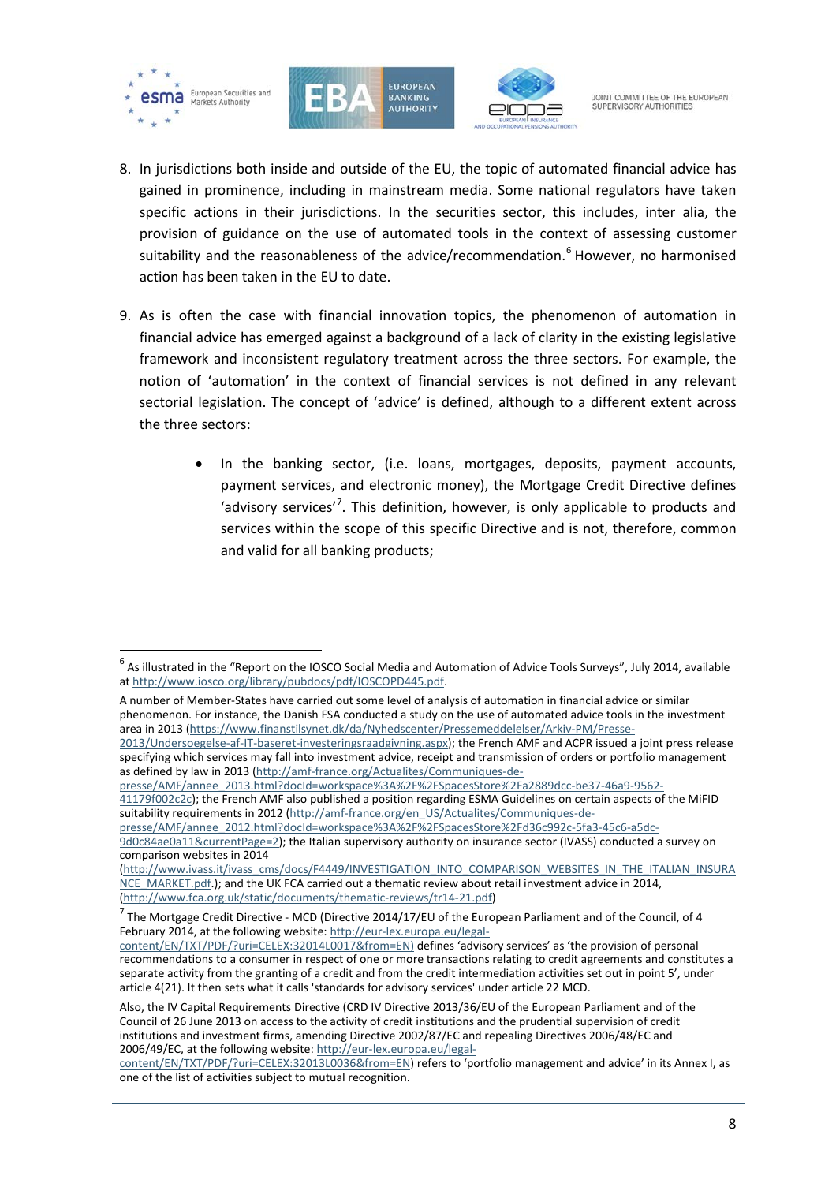8. In jurisdictions both inside and outside of the EU, the topic of automated financial advice has gained in prominence, including in mainstream media. Some national regulators have taken specific actions in their jurisdictions. In the securities sector, this includes, inter alia, the provision of guidance on the use of automated tools in the context of assessing customer suitability and the reasonableness of the advice/recommendation.[6] However, no harmonised action has been taken in the EU to date.

9. As is often the case with financial innovation topics, the phenomenon of automation in financial advice has emerged against a background of a lack of clarity in the existing legislative framework and inconsistent regulatory treatment across the three sectors. For example, the notion of 'automation' in the context of financial services is not defined in any relevant sectorial legislation. The concept of 'advice' is defined, although to a different extent across the three sectors:

   - In the banking sector, (i.e. loans, mortgages, deposits, payment accounts, payment services, and electronic money), the Mortgage Credit Directive defines 'advisory services'[7]. This definition, however, is only applicable to products and services within the scope of this specific Directive and is not, therefore, common and valid for all banking products;

---

[6] As illustrated in the "Report on the IOSCO Social Media and Automation of Advice Tools Surveys", July 2014, available at http://www.iosco.org/library/pubdocs/pdf/IOSCOPD445.pdf.

A number of Member-States have carried out some level of analysis of automation in financial advice or similar phenomenon. For instance, the Danish FSA conducted a study on the use of automated advice tools in the investment area in 2013 (https://www.finanstilsynet.dk/da/Nyhedscenter/Pressemeddelelser/Arkiv-PM/Presse-2013/Undersoegelse-af-IT-baseret-investeringsraadgivning.aspx); the French AMF and ACPR issued a joint press release specifying which services may fall into investment advice, receipt and transmission of orders or portfolio management as defined by law in 2013 (http://amf-france.org/Actualites/Communiques-de-presse/AMF/annee_2013.html?docId=workspace%3A%2F%2FSpacesStore%2Fa2889dcc-be37-46a9-9562-41179f002c2c); the French AMF also published a position regarding ESMA Guidelines on certain aspects of the MiFID suitability requirements in 2012 (http://amf-france.org/en_US/Actualites/Communiques-de-presse/AMF/annee_2012.html?docId=workspace%3A%2F%2FSpacesStore%2Fd36c992c-5fa3-45c6-a5dc-9d0c84ae0a11&currentPage=2); the Italian supervisory authority on insurance sector (IVASS) conducted a survey on comparison websites in 2014 (http://www.ivass.it/ivass_cms/docs/F4449/INVESTIGATION_INTO_COMPARISON_WEBSITES_IN_THE_ITALIAN_INSURANCE_MARKET.pdf.); and the UK FCA carried out a thematic review about retail investment advice in 2014, (http://www.fca.org.uk/static/documents/thematic-reviews/tr14-21.pdf)

[7] The Mortgage Credit Directive - MCD (Directive 2014/17/EU of the European Parliament and of the Council, of 4 February 2014, at the following website: http://eur-lex.europa.eu/legal-content/EN/TXT/PDF/?uri=CELEX:32014L0017&from=EN) defines 'advisory services' as 'the provision of personal recommendations to a consumer in respect of one or more transactions relating to credit agreements and constitutes a separate activity from the granting of a credit and from the credit intermediation activities set out in point 5', under article 4(21). It then sets what it calls 'standards for advisory services' under article 22 MCD.

Also, the IV Capital Requirements Directive (CRD IV Directive 2013/36/EU of the European Parliament and of the Council of 26 June 2013 on access to the activity of credit institutions and the prudential supervision of credit institutions and investment firms, amending Directive 2002/87/EC and repealing Directives 2006/48/EC and 2006/49/EC, at the following website: http://eur-lex.europa.eu/legal-content/EN/TXT/PDF/?uri=CELEX:32013L0036&from=EN) refers to 'portfolio management and advice' in its Annex I, as one of the list of activities subject to mutual recognition.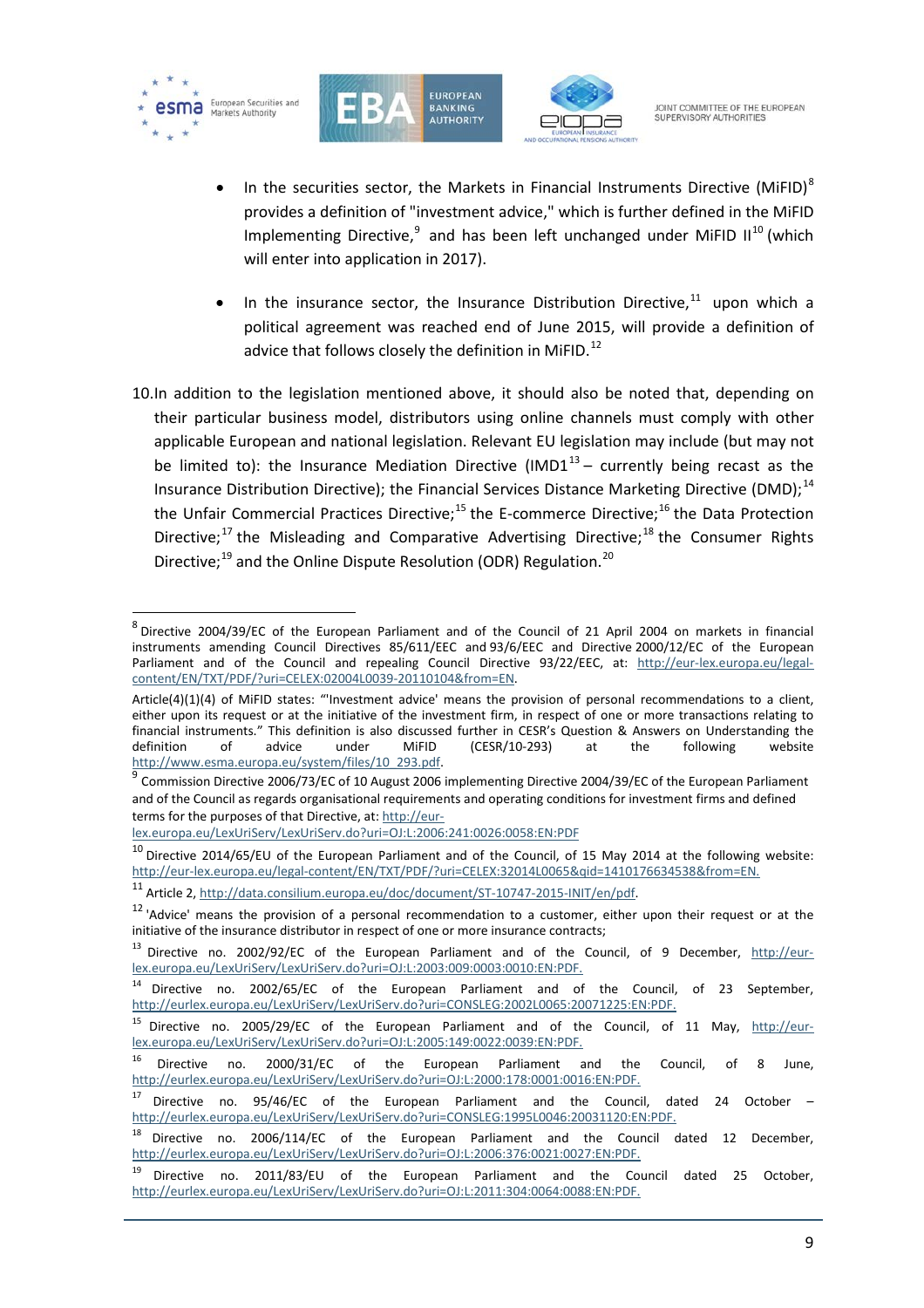- In the securities sector, the Markets in Financial Instruments Directive (MiFID)[8] provides a definition of "investment advice," which is further defined in the MiFID Implementing Directive,[9] and has been left unchanged under MiFID II[10] (which will enter into application in 2017).

- In the insurance sector, the Insurance Distribution Directive,[11] upon which a political agreement was reached end of June 2015, will provide a definition of advice that follows closely the definition in MiFID.[12]

10. In addition to the legislation mentioned above, it should also be noted that, depending on their particular business model, distributors using online channels must comply with other applicable European and national legislation. Relevant EU legislation may include (but may not be limited to): the Insurance Mediation Directive (IMD1[13] – currently being recast as the Insurance Distribution Directive); the Financial Services Distance Marketing Directive (DMD);[14] the Unfair Commercial Practices Directive;[15] the E-commerce Directive;[16] the Data Protection Directive;[17] the Misleading and Comparative Advertising Directive;[18] the Consumer Rights Directive;[19] and the Online Dispute Resolution (ODR) Regulation.[20]

---

[8] Directive 2004/39/EC of the European Parliament and of the Council of 21 April 2004 on markets in financial instruments amending Council Directives 85/611/EEC and 93/6/EEC and Directive 2000/12/EC of the European Parliament and of the Council and repealing Council Directive 93/22/EEC, at: http://eur-lex.europa.eu/legal-content/EN/TXT/PDF/?uri=CELEX:02004L0039-20110104&from=EN.

Article(4)(1)(4) of MiFID states: "'Investment advice' means the provision of personal recommendations to a client, either upon its request or at the initiative of the investment firm, in respect of one or more transactions relating to financial instruments." This definition is also discussed further in CESR's Question & Answers on Understanding the definition of advice under MiFID (CESR/10-293) at the following website http://www.esma.europa.eu/system/files/10_293.pdf.

[9] Commission Directive 2006/73/EC of 10 August 2006 implementing Directive 2004/39/EC of the European Parliament and of the Council as regards organisational requirements and operating conditions for investment firms and defined terms for the purposes of that Directive, at: http://eur-lex.europa.eu/LexUriServ/LexUriServ.do?uri=OJ:L:2006:241:0026:0058:EN:PDF

[10] Directive 2014/65/EU of the European Parliament and of the Council, of 15 May 2014 at the following website: http://eur-lex.europa.eu/legal-content/EN/TXT/PDF/?uri=CELEX:32014L0065&qid=1410176634538&from=EN.

[11] Article 2, http://data.consilium.europa.eu/doc/document/ST-10747-2015-INIT/en/pdf.

[12] 'Advice' means the provision of a personal recommendation to a customer, either upon their request or at the initiative of the insurance distributor in respect of one or more insurance contracts;

[13] Directive no. 2002/92/EC of the European Parliament and of the Council, of 9 December, http://eur-lex.europa.eu/LexUriServ/LexUriServ.do?uri=OJ:L:2003:009:0003:0010:EN:PDF.

[14] Directive no. 2002/65/EC of the European Parliament and of the Council, of 23 September, http://eurlex.europa.eu/LexUriServ/LexUriServ.do?uri=CONSLEG:2002L0065:20071225:EN:PDF.

[15] Directive no. 2005/29/EC of the European Parliament and of the Council, of 11 May, http://eur-lex.europa.eu/LexUriServ/LexUriServ.do?uri=OJ:L:2005:149:0022:0039:EN:PDF.

[16] Directive no. 2000/31/EC of the European Parliament and the Council, of 8 June, http://eurlex.europa.eu/LexUriServ/LexUriServ.do?uri=OJ:L:2000:178:0001:0016:EN:PDF.

[17] Directive no. 95/46/EC of the European Parliament and the Council, dated 24 October – http://eurlex.europa.eu/LexUriServ/LexUriServ.do?uri=CONSLEG:1995L0046:20031120:EN:PDF.

[18] Directive no. 2006/114/EC of the European Parliament and the Council dated 12 December, http://eurlex.europa.eu/LexUriServ/LexUriServ.do?uri=OJ:L:2006:376:0021:0027:EN:PDF.

[19] Directive no. 2011/83/EU of the European Parliament and the Council dated 25 October, http://eurlex.europa.eu/LexUriServ/LexUriServ.do?uri=OJ:L:2011:304:0064:0088:EN:PDF.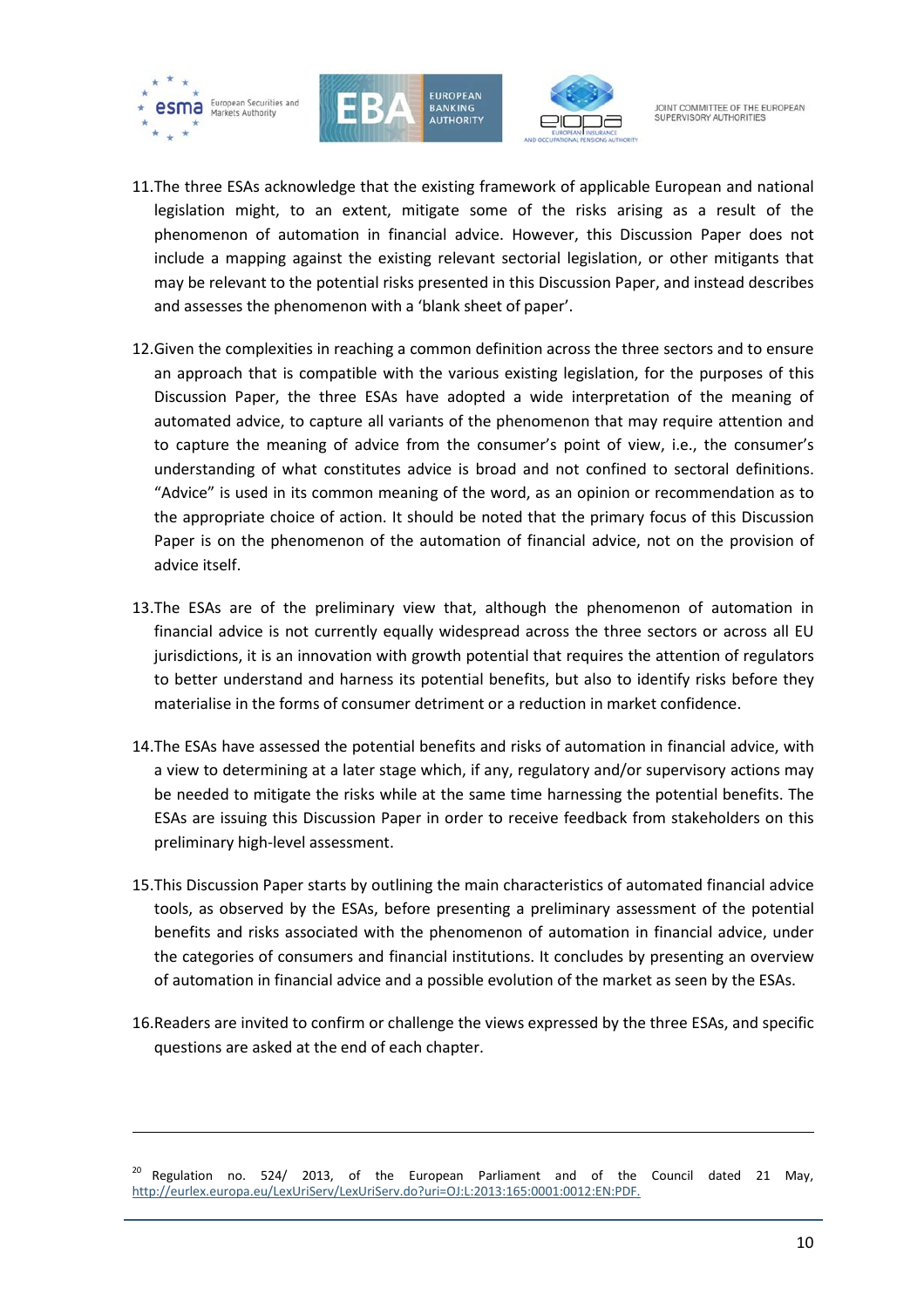11. The three ESAs acknowledge that the existing framework of applicable European and national legislation might, to an extent, mitigate some of the risks arising as a result of the phenomenon of automation in financial advice. However, this Discussion Paper does not include a mapping against the existing relevant sectorial legislation, or other mitigants that may be relevant to the potential risks presented in this Discussion Paper, and instead describes and assesses the phenomenon with a 'blank sheet of paper'.

12. Given the complexities in reaching a common definition across the three sectors and to ensure an approach that is compatible with the various existing legislation, for the purposes of this Discussion Paper, the three ESAs have adopted a wide interpretation of the meaning of automated advice, to capture all variants of the phenomenon that may require attention and to capture the meaning of advice from the consumer's point of view, i.e., the consumer's understanding of what constitutes advice is broad and not confined to sectoral definitions. "Advice" is used in its common meaning of the word, as an opinion or recommendation as to the appropriate choice of action. It should be noted that the primary focus of this Discussion Paper is on the phenomenon of the automation of financial advice, not on the provision of advice itself.

13. The ESAs are of the preliminary view that, although the phenomenon of automation in financial advice is not currently equally widespread across the three sectors or across all EU jurisdictions, it is an innovation with growth potential that requires the attention of regulators to better understand and harness its potential benefits, but also to identify risks before they materialise in the forms of consumer detriment or a reduction in market confidence.

14. The ESAs have assessed the potential benefits and risks of automation in financial advice, with a view to determining at a later stage which, if any, regulatory and/or supervisory actions may be needed to mitigate the risks while at the same time harnessing the potential benefits. The ESAs are issuing this Discussion Paper in order to receive feedback from stakeholders on this preliminary high-level assessment.

15. This Discussion Paper starts by outlining the main characteristics of automated financial advice tools, as observed by the ESAs, before presenting a preliminary assessment of the potential benefits and risks associated with the phenomenon of automation in financial advice, under the categories of consumers and financial institutions. It concludes by presenting an overview of automation in financial advice and a possible evolution of the market as seen by the ESAs.

16. Readers are invited to confirm or challenge the views expressed by the three ESAs, and specific questions are asked at the end of each chapter.

---

[20] Regulation no. 524/ 2013, of the European Parliament and of the Council dated 21 May, http://eurlex.europa.eu/LexUriServ/LexUriServ.do?uri=OJ:L:2013:165:0001:0012:EN:PDF.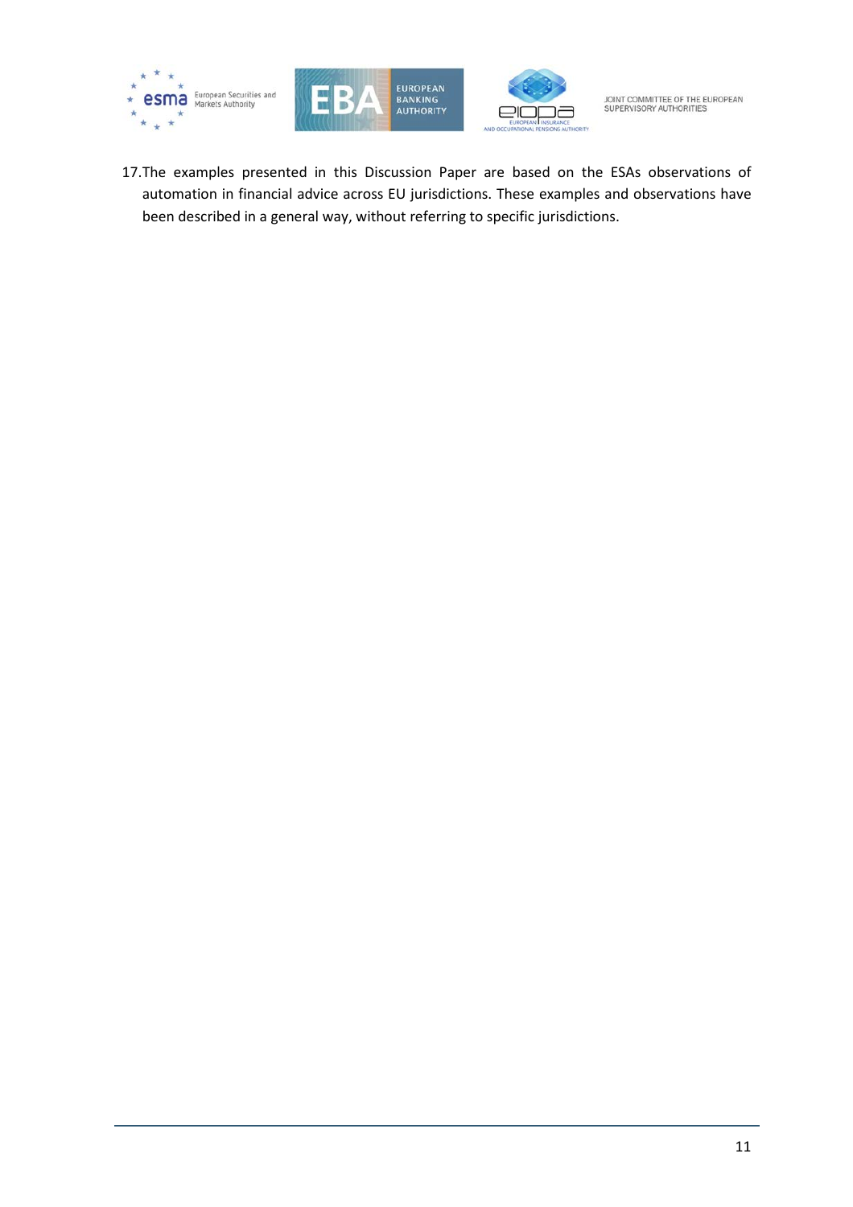17. The examples presented in this Discussion Paper are based on the ESAs observations of automation in financial advice across EU jurisdictions. These examples and observations have been described in a general way, without referring to specific jurisdictions.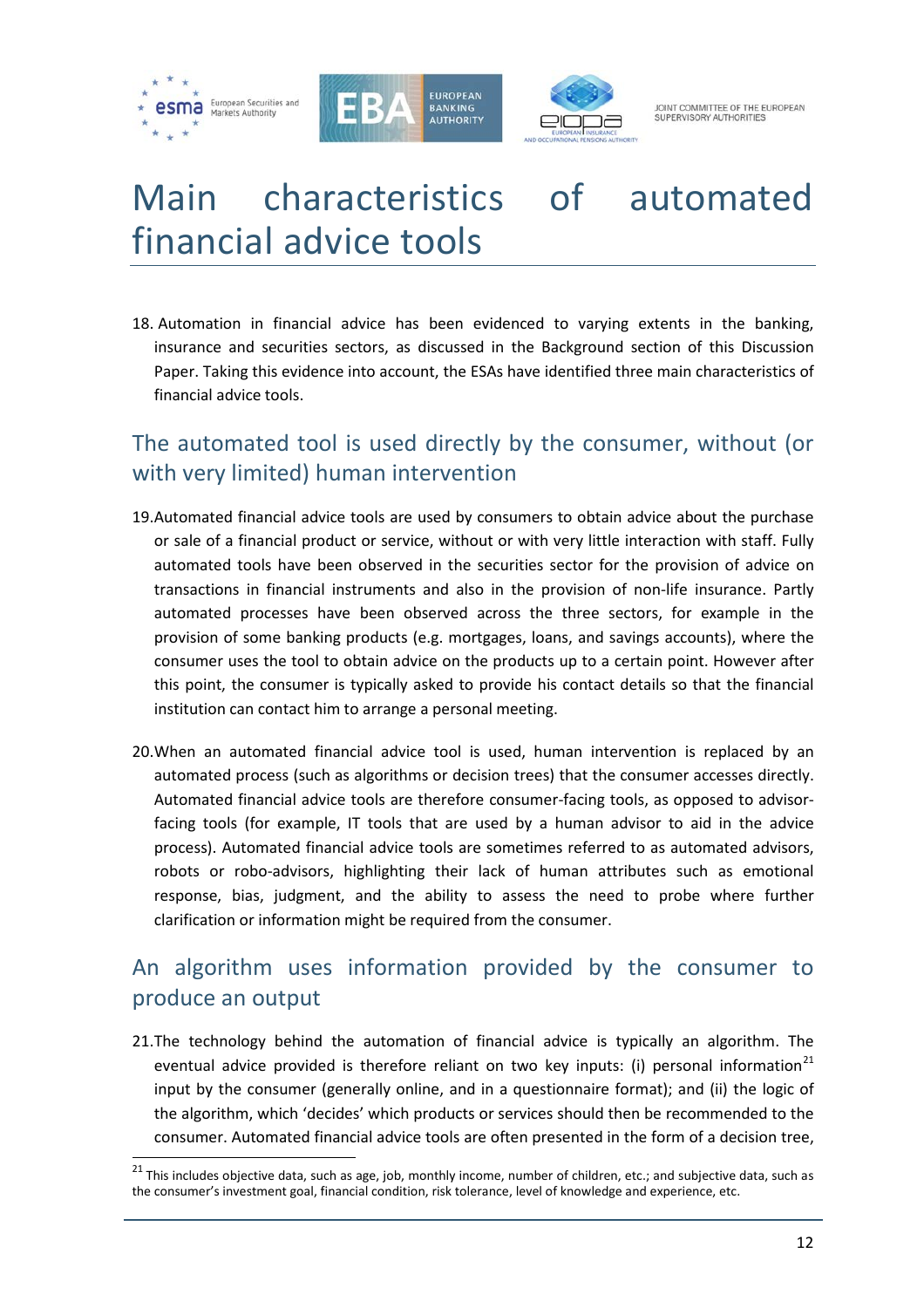# Main characteristics of automated financial advice tools

18. Automation in financial advice has been evidenced to varying extents in the banking, insurance and securities sectors, as discussed in the Background section of this Discussion Paper. Taking this evidence into account, the ESAs have identified three main characteristics of financial advice tools.

## The automated tool is used directly by the consumer, without (or with very limited) human intervention

19. Automated financial advice tools are used by consumers to obtain advice about the purchase or sale of a financial product or service, without or with very little interaction with staff. Fully automated tools have been observed in the securities sector for the provision of advice on transactions in financial instruments and also in the provision of non-life insurance. Partly automated processes have been observed across the three sectors, for example in the provision of some banking products (e.g. mortgages, loans, and savings accounts), where the consumer uses the tool to obtain advice on the products up to a certain point. However after this point, the consumer is typically asked to provide his contact details so that the financial institution can contact him to arrange a personal meeting.

20. When an automated financial advice tool is used, human intervention is replaced by an automated process (such as algorithms or decision trees) that the consumer accesses directly. Automated financial advice tools are therefore consumer-facing tools, as opposed to advisor-facing tools (for example, IT tools that are used by a human advisor to aid in the advice process). Automated financial advice tools are sometimes referred to as automated advisors, robots or robo-advisors, highlighting their lack of human attributes such as emotional response, bias, judgment, and the ability to assess the need to probe where further clarification or information might be required from the consumer.

## An algorithm uses information provided by the consumer to produce an output

21. The technology behind the automation of financial advice is typically an algorithm. The eventual advice provided is therefore reliant on two key inputs: (i) personal information[21] input by the consumer (generally online, and in a questionnaire format); and (ii) the logic of the algorithm, which 'decides' which products or services should then be recommended to the consumer. Automated financial advice tools are often presented in the form of a decision tree,

[21] This includes objective data, such as age, job, monthly income, number of children, etc.; and subjective data, such as the consumer's investment goal, financial condition, risk tolerance, level of knowledge and experience, etc.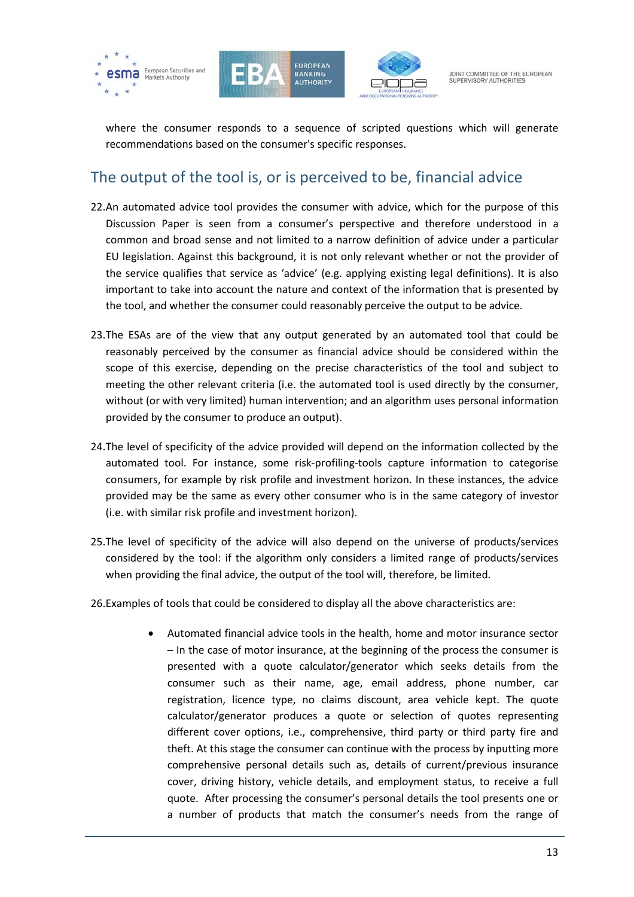where the consumer responds to a sequence of scripted questions which will generate recommendations based on the consumer's specific responses.

## The output of the tool is, or is perceived to be, financial advice

22. An automated advice tool provides the consumer with advice, which for the purpose of this Discussion Paper is seen from a consumer's perspective and therefore understood in a common and broad sense and not limited to a narrow definition of advice under a particular EU legislation. Against this background, it is not only relevant whether or not the provider of the service qualifies that service as 'advice' (e.g. applying existing legal definitions). It is also important to take into account the nature and context of the information that is presented by the tool, and whether the consumer could reasonably perceive the output to be advice.

23. The ESAs are of the view that any output generated by an automated tool that could be reasonably perceived by the consumer as financial advice should be considered within the scope of this exercise, depending on the precise characteristics of the tool and subject to meeting the other relevant criteria (i.e. the automated tool is used directly by the consumer, without (or with very limited) human intervention; and an algorithm uses personal information provided by the consumer to produce an output).

24. The level of specificity of the advice provided will depend on the information collected by the automated tool. For instance, some risk-profiling-tools capture information to categorise consumers, for example by risk profile and investment horizon. In these instances, the advice provided may be the same as every other consumer who is in the same category of investor (i.e. with similar risk profile and investment horizon).

25. The level of specificity of the advice will also depend on the universe of products/services considered by the tool: if the algorithm only considers a limited range of products/services when providing the final advice, the output of the tool will, therefore, be limited.

26. Examples of tools that could be considered to display all the above characteristics are:

- Automated financial advice tools in the health, home and motor insurance sector – In the case of motor insurance, at the beginning of the process the consumer is presented with a quote calculator/generator which seeks details from the consumer such as their name, age, email address, phone number, car registration, licence type, no claims discount, area vehicle kept. The quote calculator/generator produces a quote or selection of quotes representing different cover options, i.e., comprehensive, third party or third party fire and theft. At this stage the consumer can continue with the process by inputting more comprehensive personal details such as, details of current/previous insurance cover, driving history, vehicle details, and employment status, to receive a full quote. After processing the consumer's personal details the tool presents one or a number of products that match the consumer's needs from the range of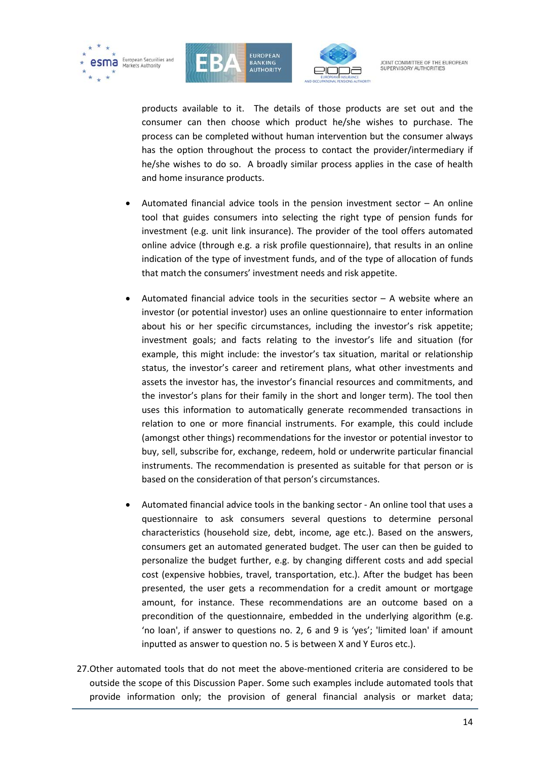products available to it. The details of those products are set out and the consumer can then choose which product he/she wishes to purchase. The process can be completed without human intervention but the consumer always has the option throughout the process to contact the provider/intermediary if he/she wishes to do so. A broadly similar process applies in the case of health and home insurance products.

- Automated financial advice tools in the pension investment sector – An online tool that guides consumers into selecting the right type of pension funds for investment (e.g. unit link insurance). The provider of the tool offers automated online advice (through e.g. a risk profile questionnaire), that results in an online indication of the type of investment funds, and of the type of allocation of funds that match the consumers' investment needs and risk appetite.

- Automated financial advice tools in the securities sector – A website where an investor (or potential investor) uses an online questionnaire to enter information about his or her specific circumstances, including the investor's risk appetite; investment goals; and facts relating to the investor's life and situation (for example, this might include: the investor's tax situation, marital or relationship status, the investor's career and retirement plans, what other investments and assets the investor has, the investor's financial resources and commitments, and the investor's plans for their family in the short and longer term). The tool then uses this information to automatically generate recommended transactions in relation to one or more financial instruments. For example, this could include (amongst other things) recommendations for the investor or potential investor to buy, sell, subscribe for, exchange, redeem, hold or underwrite particular financial instruments. The recommendation is presented as suitable for that person or is based on the consideration of that person's circumstances.

- Automated financial advice tools in the banking sector - An online tool that uses a questionnaire to ask consumers several questions to determine personal characteristics (household size, debt, income, age etc.). Based on the answers, consumers get an automated generated budget. The user can then be guided to personalize the budget further, e.g. by changing different costs and add special cost (expensive hobbies, travel, transportation, etc.). After the budget has been presented, the user gets a recommendation for a credit amount or mortgage amount, for instance. These recommendations are an outcome based on a precondition of the questionnaire, embedded in the underlying algorithm (e.g. 'no loan', if answer to questions no. 2, 6 and 9 is 'yes'; 'limited loan' if amount inputted as answer to question no. 5 is between X and Y Euros etc.).

27. Other automated tools that do not meet the above-mentioned criteria are considered to be outside the scope of this Discussion Paper. Some such examples include automated tools that provide information only; the provision of general financial analysis or market data;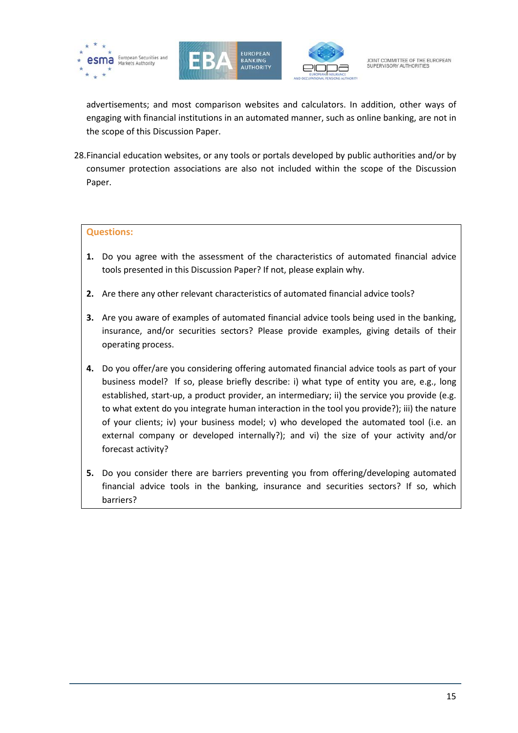advertisements; and most comparison websites and calculators. In addition, other ways of engaging with financial institutions in an automated manner, such as online banking, are not in the scope of this Discussion Paper.

28. Financial education websites, or any tools or portals developed by public authorities and/or by consumer protection associations are also not included within the scope of the Discussion Paper.

**Questions:**

1. Do you agree with the assessment of the characteristics of automated financial advice tools presented in this Discussion Paper? If not, please explain why.

2. Are there any other relevant characteristics of automated financial advice tools?

3. Are you aware of examples of automated financial advice tools being used in the banking, insurance, and/or securities sectors? Please provide examples, giving details of their operating process.

4. Do you offer/are you considering offering automated financial advice tools as part of your business model? If so, please briefly describe: i) what type of entity you are, e.g., long established, start-up, a product provider, an intermediary; ii) the service you provide (e.g. to what extent do you integrate human interaction in the tool you provide?); iii) the nature of your clients; iv) your business model; v) who developed the automated tool (i.e. an external company or developed internally?); and vi) the size of your activity and/or forecast activity?

5. Do you consider there are barriers preventing you from offering/developing automated financial advice tools in the banking, insurance and securities sectors? If so, which barriers?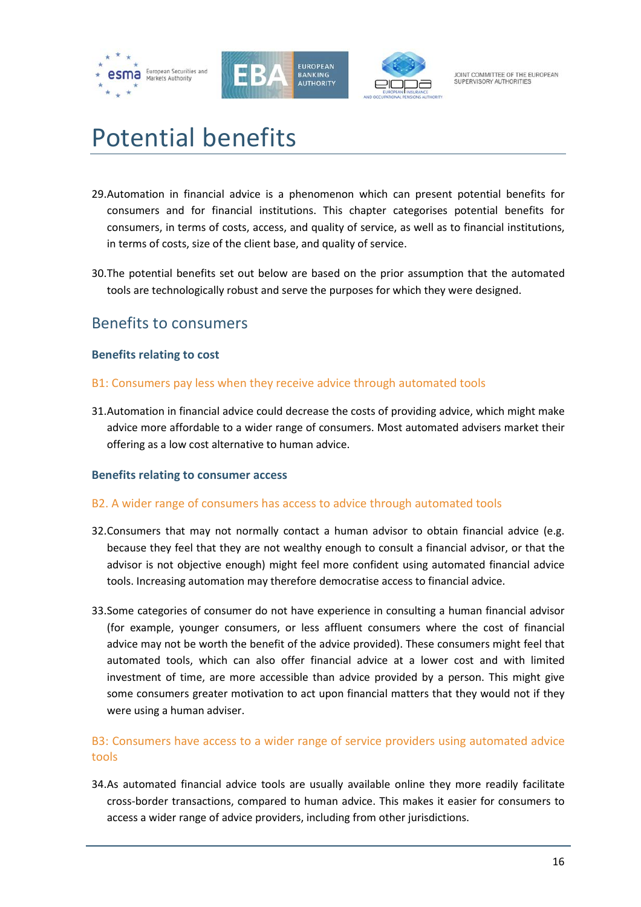# Potential benefits

29. Automation in financial advice is a phenomenon which can present potential benefits for consumers and for financial institutions. This chapter categorises potential benefits for consumers, in terms of costs, access, and quality of service, as well as to financial institutions, in terms of costs, size of the client base, and quality of service.

30. The potential benefits set out below are based on the prior assumption that the automated tools are technologically robust and serve the purposes for which they were designed.

## Benefits to consumers

**Benefits relating to cost**

### B1: Consumers pay less when they receive advice through automated tools

31. Automation in financial advice could decrease the costs of providing advice, which might make advice more affordable to a wider range of consumers. Most automated advisers market their offering as a low cost alternative to human advice.

**Benefits relating to consumer access**

### B2. A wider range of consumers has access to advice through automated tools

32. Consumers that may not normally contact a human advisor to obtain financial advice (e.g. because they feel that they are not wealthy enough to consult a financial advisor, or that the advisor is not objective enough) might feel more confident using automated financial advice tools. Increasing automation may therefore democratise access to financial advice.

33. Some categories of consumer do not have experience in consulting a human financial advisor (for example, younger consumers, or less affluent consumers where the cost of financial advice may not be worth the benefit of the advice provided). These consumers might feel that automated tools, which can also offer financial advice at a lower cost and with limited investment of time, are more accessible than advice provided by a person. This might give some consumers greater motivation to act upon financial matters that they would not if they were using a human adviser.

### B3: Consumers have access to a wider range of service providers using automated advice tools

34. As automated financial advice tools are usually available online they more readily facilitate cross-border transactions, compared to human advice. This makes it easier for consumers to access a wider range of advice providers, including from other jurisdictions.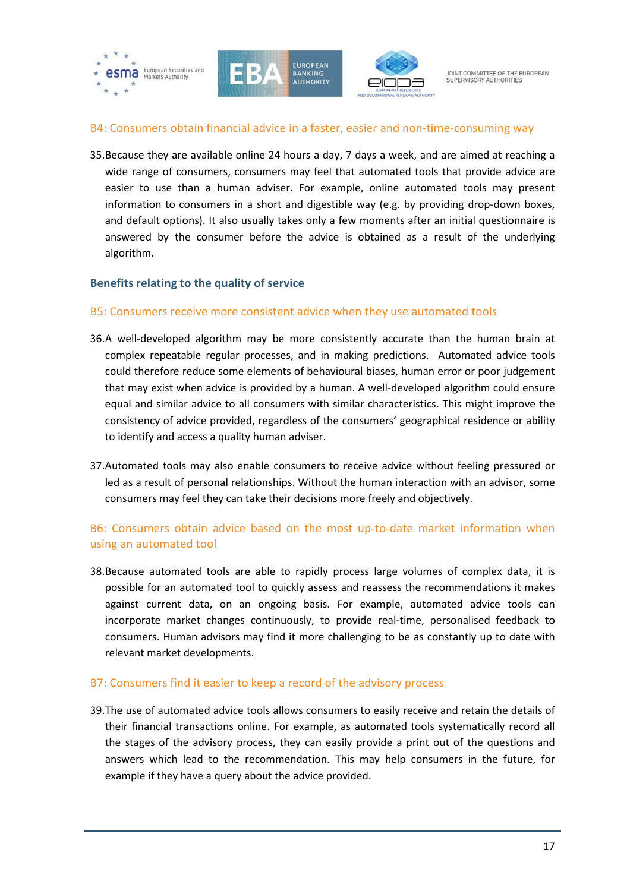### B4: Consumers obtain financial advice in a faster, easier and non-time-consuming way

35. Because they are available online 24 hours a day, 7 days a week, and are aimed at reaching a wide range of consumers, consumers may feel that automated tools that provide advice are easier to use than a human adviser. For example, online automated tools may present information to consumers in a short and digestible way (e.g. by providing drop-down boxes, and default options). It also usually takes only a few moments after an initial questionnaire is answered by the consumer before the advice is obtained as a result of the underlying algorithm.

## Benefits relating to the quality of service

### B5: Consumers receive more consistent advice when they use automated tools

36. A well-developed algorithm may be more consistently accurate than the human brain at complex repeatable regular processes, and in making predictions. Automated advice tools could therefore reduce some elements of behavioural biases, human error or poor judgement that may exist when advice is provided by a human. A well-developed algorithm could ensure equal and similar advice to all consumers with similar characteristics. This might improve the consistency of advice provided, regardless of the consumers' geographical residence or ability to identify and access a quality human adviser.

37. Automated tools may also enable consumers to receive advice without feeling pressured or led as a result of personal relationships. Without the human interaction with an advisor, some consumers may feel they can take their decisions more freely and objectively.

### B6: Consumers obtain advice based on the most up-to-date market information when using an automated tool

38. Because automated tools are able to rapidly process large volumes of complex data, it is possible for an automated tool to quickly assess and reassess the recommendations it makes against current data, on an ongoing basis. For example, automated advice tools can incorporate market changes continuously, to provide real-time, personalised feedback to consumers. Human advisors may find it more challenging to be as constantly up to date with relevant market developments.

### B7: Consumers find it easier to keep a record of the advisory process

39. The use of automated advice tools allows consumers to easily receive and retain the details of their financial transactions online. For example, as automated tools systematically record all the stages of the advisory process, they can easily provide a print out of the questions and answers which lead to the recommendation. This may help consumers in the future, for example if they have a query about the advice provided.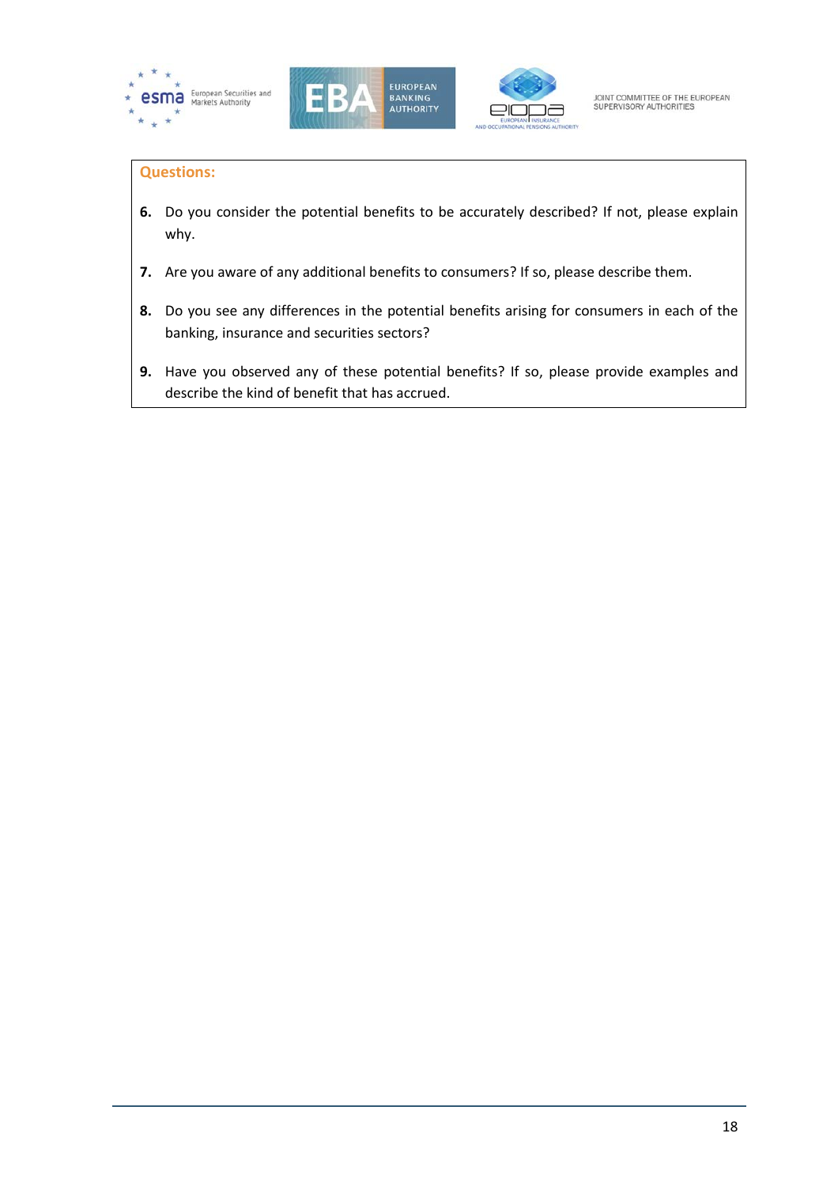**Questions:**

6. Do you consider the potential benefits to be accurately described? If not, please explain why.

7. Are you aware of any additional benefits to consumers? If so, please describe them.

8. Do you see any differences in the potential benefits arising for consumers in each of the banking, insurance and securities sectors?

9. Have you observed any of these potential benefits? If so, please provide examples and describe the kind of benefit that has accrued.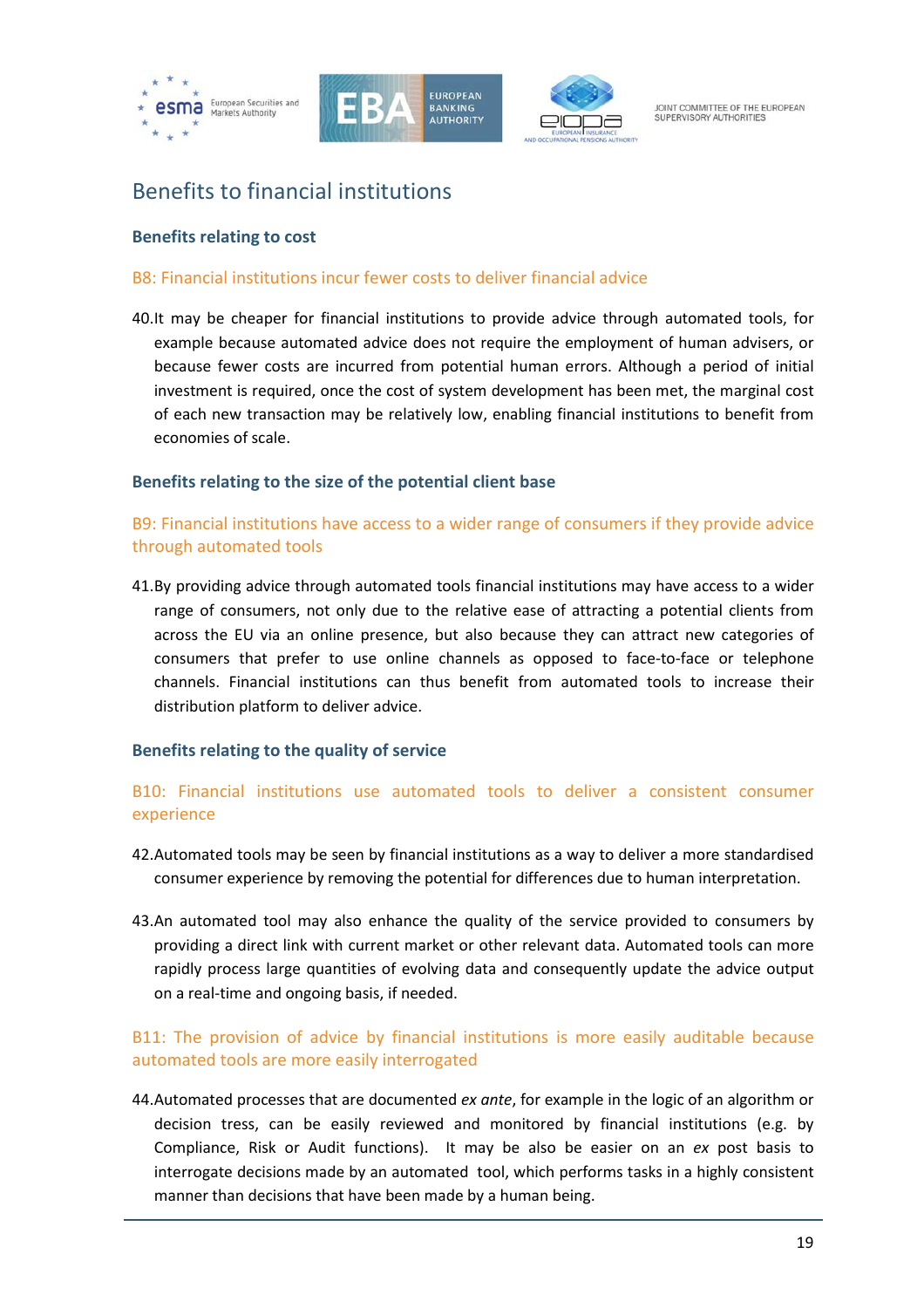## Benefits to financial institutions

### Benefits relating to cost

#### B8: Financial institutions incur fewer costs to deliver financial advice

40. It may be cheaper for financial institutions to provide advice through automated tools, for example because automated advice does not require the employment of human advisers, or because fewer costs are incurred from potential human errors. Although a period of initial investment is required, once the cost of system development has been met, the marginal cost of each new transaction may be relatively low, enabling financial institutions to benefit from economies of scale.

### Benefits relating to the size of the potential client base

#### B9: Financial institutions have access to a wider range of consumers if they provide advice through automated tools

41. By providing advice through automated tools financial institutions may have access to a wider range of consumers, not only due to the relative ease of attracting a potential clients from across the EU via an online presence, but also because they can attract new categories of consumers that prefer to use online channels as opposed to face-to-face or telephone channels. Financial institutions can thus benefit from automated tools to increase their distribution platform to deliver advice.

### Benefits relating to the quality of service

#### B10: Financial institutions use automated tools to deliver a consistent consumer experience

42. Automated tools may be seen by financial institutions as a way to deliver a more standardised consumer experience by removing the potential for differences due to human interpretation.

43. An automated tool may also enhance the quality of the service provided to consumers by providing a direct link with current market or other relevant data. Automated tools can more rapidly process large quantities of evolving data and consequently update the advice output on a real-time and ongoing basis, if needed.

#### B11: The provision of advice by financial institutions is more easily auditable because automated tools are more easily interrogated

44. Automated processes that are documented *ex ante*, for example in the logic of an algorithm or decision tress, can be easily reviewed and monitored by financial institutions (e.g. by Compliance, Risk or Audit functions). It may be also be easier on an *ex* post basis to interrogate decisions made by an automated tool, which performs tasks in a highly consistent manner than decisions that have been made by a human being.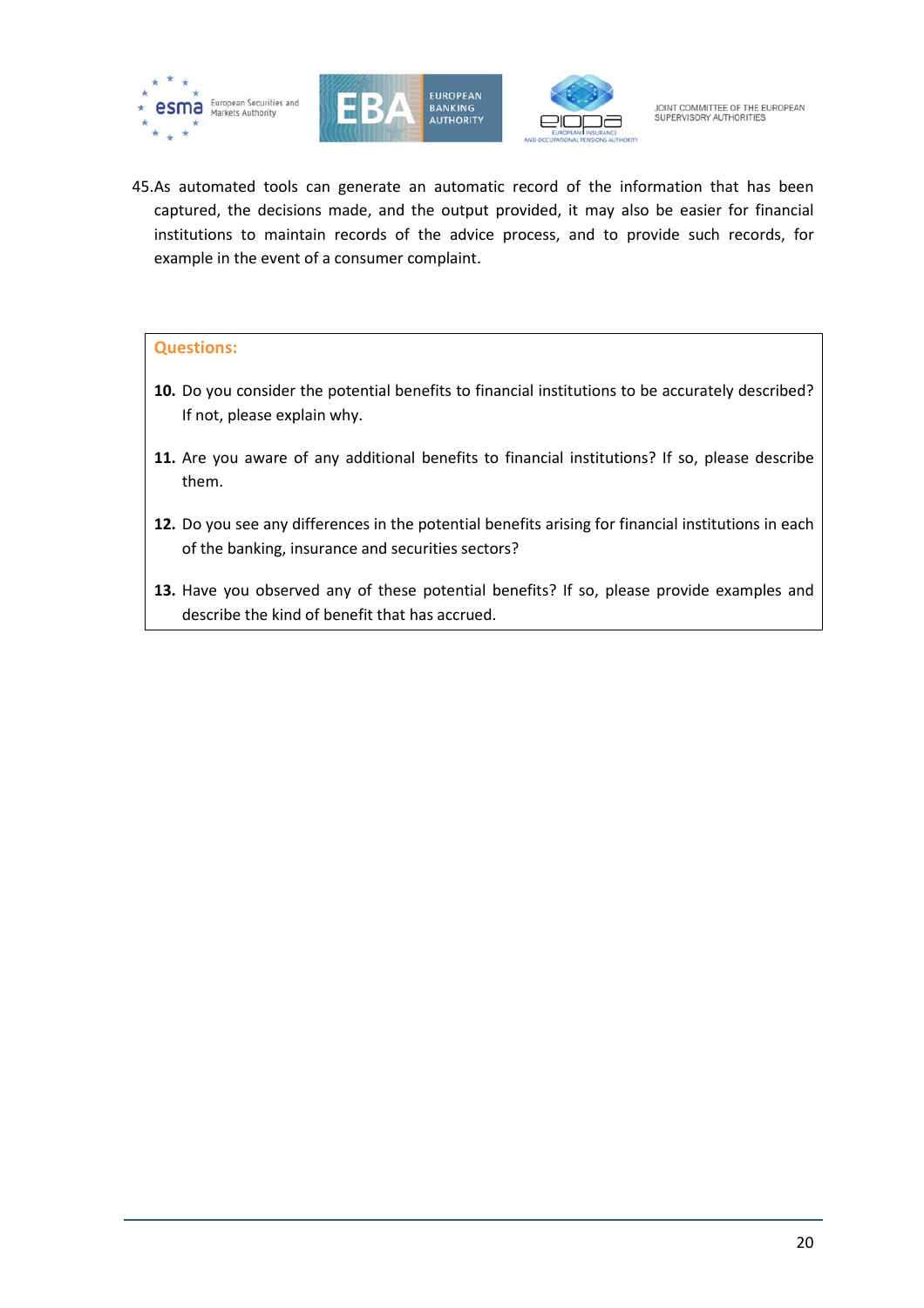45. As automated tools can generate an automatic record of the information that has been captured, the decisions made, and the output provided, it may also be easier for financial institutions to maintain records of the advice process, and to provide such records, for example in the event of a consumer complaint.

**Questions:**

**10.** Do you consider the potential benefits to financial institutions to be accurately described? If not, please explain why.

**11.** Are you aware of any additional benefits to financial institutions? If so, please describe them.

**12.** Do you see any differences in the potential benefits arising for financial institutions in each of the banking, insurance and securities sectors?

**13.** Have you observed any of these potential benefits? If so, please provide examples and describe the kind of benefit that has accrued.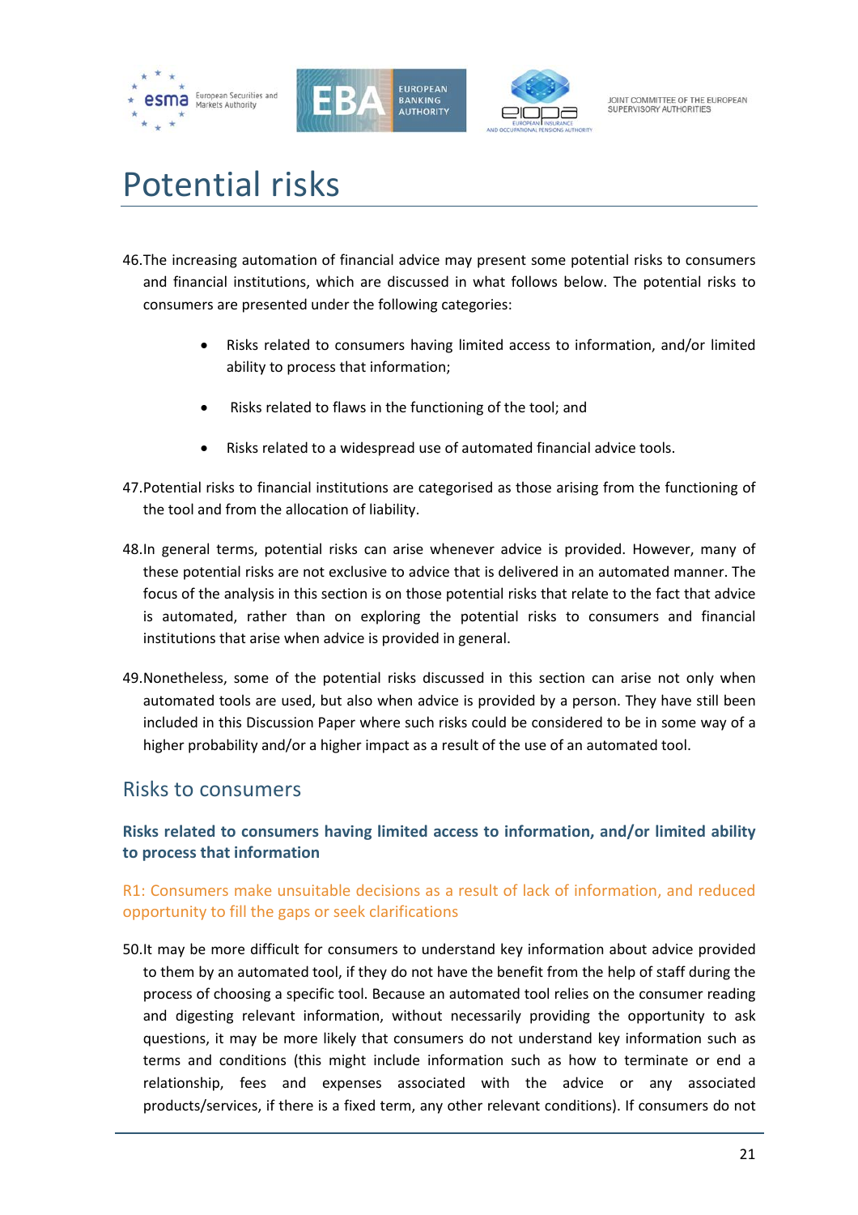# Potential risks

46. The increasing automation of financial advice may present some potential risks to consumers and financial institutions, which are discussed in what follows below. The potential risks to consumers are presented under the following categories:

   - Risks related to consumers having limited access to information, and/or limited ability to process that information;
   - Risks related to flaws in the functioning of the tool; and
   - Risks related to a widespread use of automated financial advice tools.

47. Potential risks to financial institutions are categorised as those arising from the functioning of the tool and from the allocation of liability.

48. In general terms, potential risks can arise whenever advice is provided. However, many of these potential risks are not exclusive to advice that is delivered in an automated manner. The focus of the analysis in this section is on those potential risks that relate to the fact that advice is automated, rather than on exploring the potential risks to consumers and financial institutions that arise when advice is provided in general.

49. Nonetheless, some of the potential risks discussed in this section can arise not only when automated tools are used, but also when advice is provided by a person. They have still been included in this Discussion Paper where such risks could be considered to be in some way of a higher probability and/or a higher impact as a result of the use of an automated tool.

## Risks to consumers

### Risks related to consumers having limited access to information, and/or limited ability to process that information

#### R1: Consumers make unsuitable decisions as a result of lack of information, and reduced opportunity to fill the gaps or seek clarifications

50. It may be more difficult for consumers to understand key information about advice provided to them by an automated tool, if they do not have the benefit from the help of staff during the process of choosing a specific tool. Because an automated tool relies on the consumer reading and digesting relevant information, without necessarily providing the opportunity to ask questions, it may be more likely that consumers do not understand key information such as terms and conditions (this might include information such as how to terminate or end a relationship, fees and expenses associated with the advice or any associated products/services, if there is a fixed term, any other relevant conditions). If consumers do not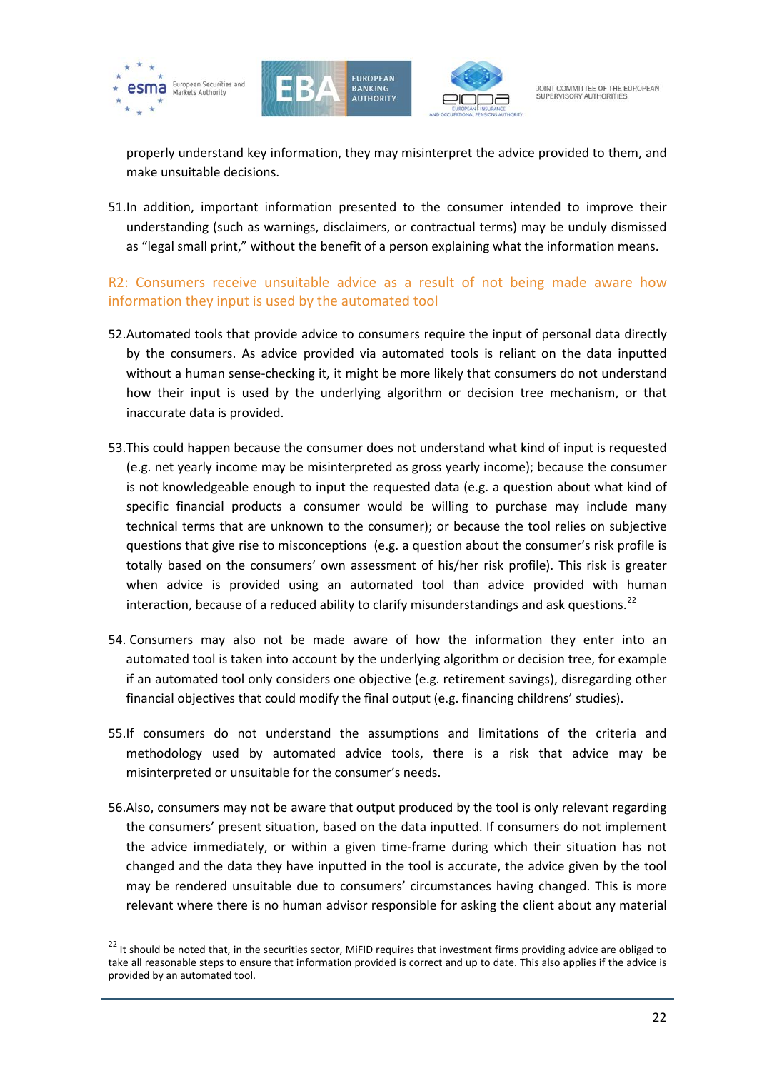properly understand key information, they may misinterpret the advice provided to them, and make unsuitable decisions.

51. In addition, important information presented to the consumer intended to improve their understanding (such as warnings, disclaimers, or contractual terms) may be unduly dismissed as "legal small print," without the benefit of a person explaining what the information means.

### R2: Consumers receive unsuitable advice as a result of not being made aware how information they input is used by the automated tool

52. Automated tools that provide advice to consumers require the input of personal data directly by the consumers. As advice provided via automated tools is reliant on the data inputted without a human sense-checking it, it might be more likely that consumers do not understand how their input is used by the underlying algorithm or decision tree mechanism, or that inaccurate data is provided.

53. This could happen because the consumer does not understand what kind of input is requested (e.g. net yearly income may be misinterpreted as gross yearly income); because the consumer is not knowledgeable enough to input the requested data (e.g. a question about what kind of specific financial products a consumer would be willing to purchase may include many technical terms that are unknown to the consumer); or because the tool relies on subjective questions that give rise to misconceptions (e.g. a question about the consumer's risk profile is totally based on the consumers' own assessment of his/her risk profile). This risk is greater when advice is provided using an automated tool than advice provided with human interaction, because of a reduced ability to clarify misunderstandings and ask questions.[22]

54. Consumers may also not be made aware of how the information they enter into an automated tool is taken into account by the underlying algorithm or decision tree, for example if an automated tool only considers one objective (e.g. retirement savings), disregarding other financial objectives that could modify the final output (e.g. financing childrens' studies).

55. If consumers do not understand the assumptions and limitations of the criteria and methodology used by automated advice tools, there is a risk that advice may be misinterpreted or unsuitable for the consumer's needs.

56. Also, consumers may not be aware that output produced by the tool is only relevant regarding the consumers' present situation, based on the data inputted. If consumers do not implement the advice immediately, or within a given time-frame during which their situation has not changed and the data they have inputted in the tool is accurate, the advice given by the tool may be rendered unsuitable due to consumers' circumstances having changed. This is more relevant where there is no human advisor responsible for asking the client about any material

---

[22] It should be noted that, in the securities sector, MiFID requires that investment firms providing advice are obliged to take all reasonable steps to ensure that information provided is correct and up to date. This also applies if the advice is provided by an automated tool.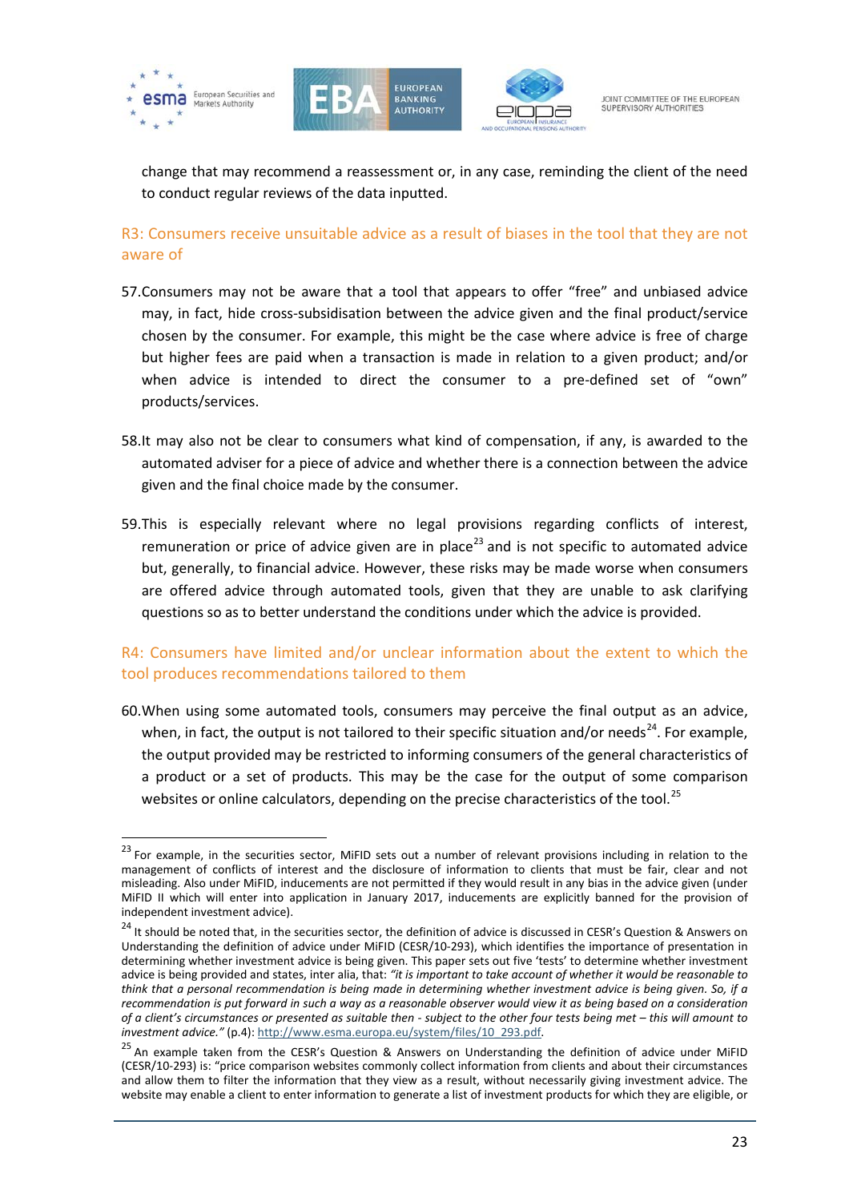change that may recommend a reassessment or, in any case, reminding the client of the need to conduct regular reviews of the data inputted.

### R3: Consumers receive unsuitable advice as a result of biases in the tool that they are not aware of

57. Consumers may not be aware that a tool that appears to offer "free" and unbiased advice may, in fact, hide cross-subsidisation between the advice given and the final product/service chosen by the consumer. For example, this might be the case where advice is free of charge but higher fees are paid when a transaction is made in relation to a given product; and/or when advice is intended to direct the consumer to a pre-defined set of "own" products/services.

58. It may also not be clear to consumers what kind of compensation, if any, is awarded to the automated adviser for a piece of advice and whether there is a connection between the advice given and the final choice made by the consumer.

59. This is especially relevant where no legal provisions regarding conflicts of interest, remuneration or price of advice given are in place[23] and is not specific to automated advice but, generally, to financial advice. However, these risks may be made worse when consumers are offered advice through automated tools, given that they are unable to ask clarifying questions so as to better understand the conditions under which the advice is provided.

### R4: Consumers have limited and/or unclear information about the extent to which the tool produces recommendations tailored to them

60. When using some automated tools, consumers may perceive the final output as an advice, when, in fact, the output is not tailored to their specific situation and/or needs[24]. For example, the output provided may be restricted to informing consumers of the general characteristics of a product or a set of products. This may be the case for the output of some comparison websites or online calculators, depending on the precise characteristics of the tool.[25]

---

[23] For example, in the securities sector, MiFID sets out a number of relevant provisions including in relation to the management of conflicts of interest and the disclosure of information to clients that must be fair, clear and not misleading. Also under MiFID, inducements are not permitted if they would result in any bias in the advice given (under MiFID II which will enter into application in January 2017, inducements are explicitly banned for the provision of independent investment advice).

[24] It should be noted that, in the securities sector, the definition of advice is discussed in CESR's Question & Answers on Understanding the definition of advice under MiFID (CESR/10-293), which identifies the importance of presentation in determining whether investment advice is being given. This paper sets out five 'tests' to determine whether investment advice is being provided and states, inter alia, that: *"it is important to take account of whether it would be reasonable to think that a personal recommendation is being made in determining whether investment advice is being given. So, if a recommendation is put forward in such a way as a reasonable observer would view it as being based on a consideration of a client's circumstances or presented as suitable then - subject to the other four tests being met – this will amount to investment advice."* (p.4): http://www.esma.europa.eu/system/files/10_293.pdf.

[25] An example taken from the CESR's Question & Answers on Understanding the definition of advice under MiFID (CESR/10-293) is: "price comparison websites commonly collect information from clients and about their circumstances and allow them to filter the information that they view as a result, without necessarily giving investment advice. The website may enable a client to enter information to generate a list of investment products for which they are eligible, or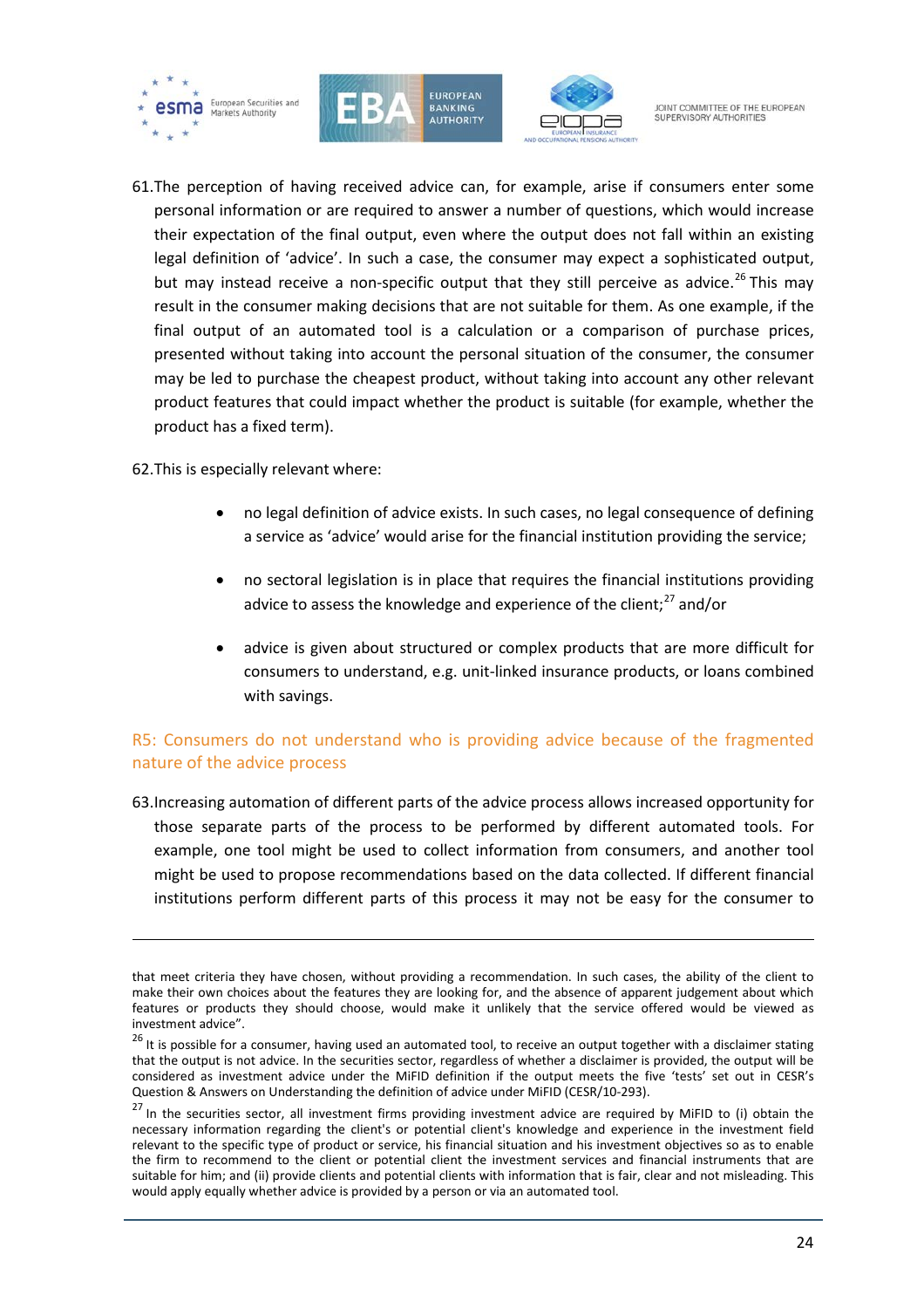61.The perception of having received advice can, for example, arise if consumers enter some personal information or are required to answer a number of questions, which would increase their expectation of the final output, even where the output does not fall within an existing legal definition of 'advice'. In such a case, the consumer may expect a sophisticated output, but may instead receive a non-specific output that they still perceive as advice.[26] This may result in the consumer making decisions that are not suitable for them. As one example, if the final output of an automated tool is a calculation or a comparison of purchase prices, presented without taking into account the personal situation of the consumer, the consumer may be led to purchase the cheapest product, without taking into account any other relevant product features that could impact whether the product is suitable (for example, whether the product has a fixed term).

62.This is especially relevant where:

- no legal definition of advice exists. In such cases, no legal consequence of defining a service as 'advice' would arise for the financial institution providing the service;
- no sectoral legislation is in place that requires the financial institutions providing advice to assess the knowledge and experience of the client;[27] and/or
- advice is given about structured or complex products that are more difficult for consumers to understand, e.g. unit-linked insurance products, or loans combined with savings.

### R5: Consumers do not understand who is providing advice because of the fragmented nature of the advice process

63.Increasing automation of different parts of the advice process allows increased opportunity for those separate parts of the process to be performed by different automated tools. For example, one tool might be used to collect information from consumers, and another tool might be used to propose recommendations based on the data collected. If different financial institutions perform different parts of this process it may not be easy for the consumer to

---

that meet criteria they have chosen, without providing a recommendation. In such cases, the ability of the client to make their own choices about the features they are looking for, and the absence of apparent judgement about which features or products they should choose, would make it unlikely that the service offered would be viewed as investment advice".

[26] It is possible for a consumer, having used an automated tool, to receive an output together with a disclaimer stating that the output is not advice. In the securities sector, regardless of whether a disclaimer is provided, the output will be considered as investment advice under the MiFID definition if the output meets the five 'tests' set out in CESR's Question & Answers on Understanding the definition of advice under MiFID (CESR/10-293).

[27] In the securities sector, all investment firms providing investment advice are required by MiFID to (i) obtain the necessary information regarding the client's or potential client's knowledge and experience in the investment field relevant to the specific type of product or service, his financial situation and his investment objectives so as to enable the firm to recommend to the client or potential client the investment services and financial instruments that are suitable for him; and (ii) provide clients and potential clients with information that is fair, clear and not misleading. This would apply equally whether advice is provided by a person or via an automated tool.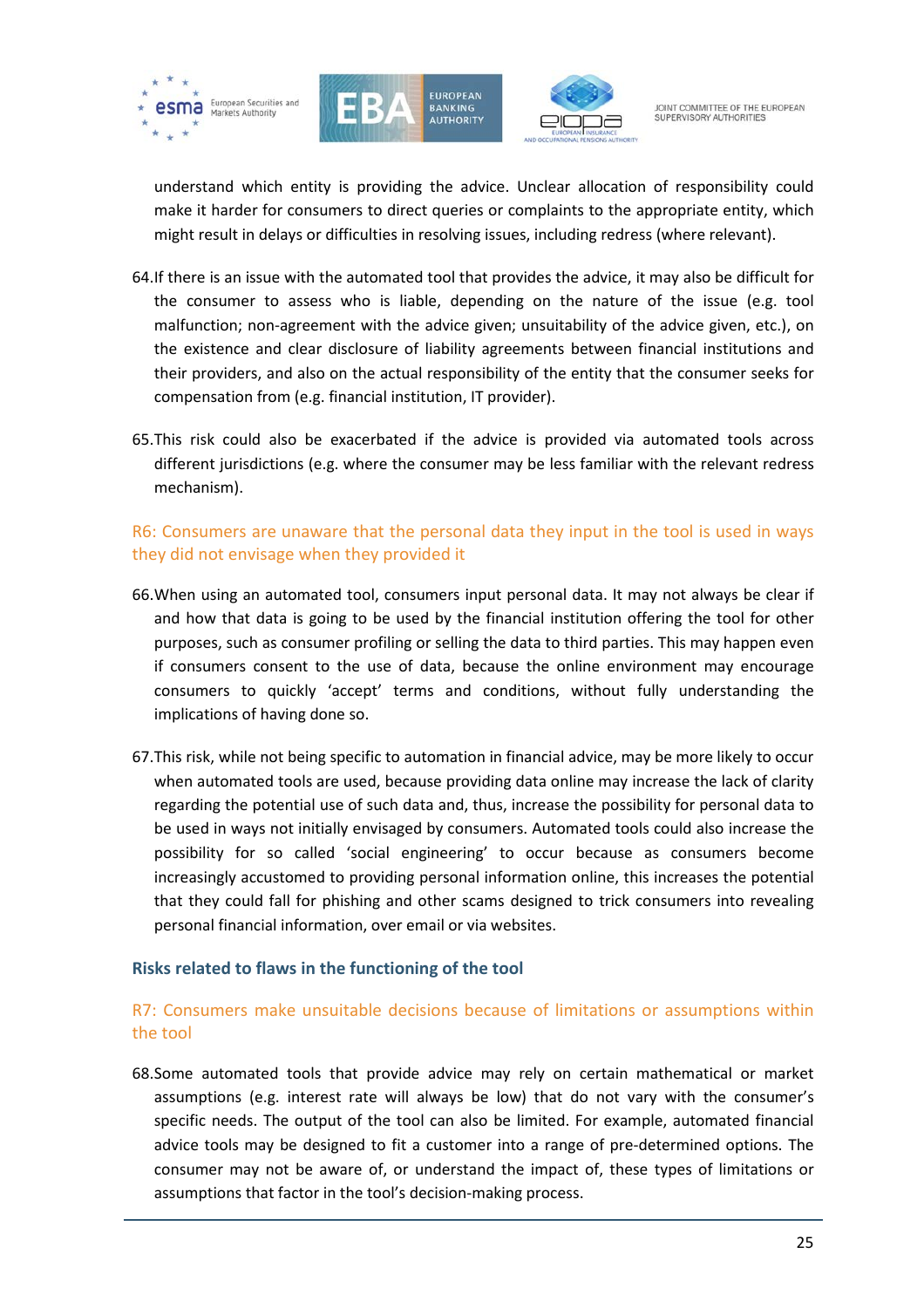understand which entity is providing the advice. Unclear allocation of responsibility could make it harder for consumers to direct queries or complaints to the appropriate entity, which might result in delays or difficulties in resolving issues, including redress (where relevant).

64. If there is an issue with the automated tool that provides the advice, it may also be difficult for the consumer to assess who is liable, depending on the nature of the issue (e.g. tool malfunction; non-agreement with the advice given; unsuitability of the advice given, etc.), on the existence and clear disclosure of liability agreements between financial institutions and their providers, and also on the actual responsibility of the entity that the consumer seeks for compensation from (e.g. financial institution, IT provider).

65. This risk could also be exacerbated if the advice is provided via automated tools across different jurisdictions (e.g. where the consumer may be less familiar with the relevant redress mechanism).

### R6: Consumers are unaware that the personal data they input in the tool is used in ways they did not envisage when they provided it

66. When using an automated tool, consumers input personal data. It may not always be clear if and how that data is going to be used by the financial institution offering the tool for other purposes, such as consumer profiling or selling the data to third parties. This may happen even if consumers consent to the use of data, because the online environment may encourage consumers to quickly 'accept' terms and conditions, without fully understanding the implications of having done so.

67. This risk, while not being specific to automation in financial advice, may be more likely to occur when automated tools are used, because providing data online may increase the lack of clarity regarding the potential use of such data and, thus, increase the possibility for personal data to be used in ways not initially envisaged by consumers. Automated tools could also increase the possibility for so called 'social engineering' to occur because as consumers become increasingly accustomed to providing personal information online, this increases the potential that they could fall for phishing and other scams designed to trick consumers into revealing personal financial information, over email or via websites.

## Risks related to flaws in the functioning of the tool

### R7: Consumers make unsuitable decisions because of limitations or assumptions within the tool

68. Some automated tools that provide advice may rely on certain mathematical or market assumptions (e.g. interest rate will always be low) that do not vary with the consumer's specific needs. The output of the tool can also be limited. For example, automated financial advice tools may be designed to fit a customer into a range of pre-determined options. The consumer may not be aware of, or understand the impact of, these types of limitations or assumptions that factor in the tool's decision-making process.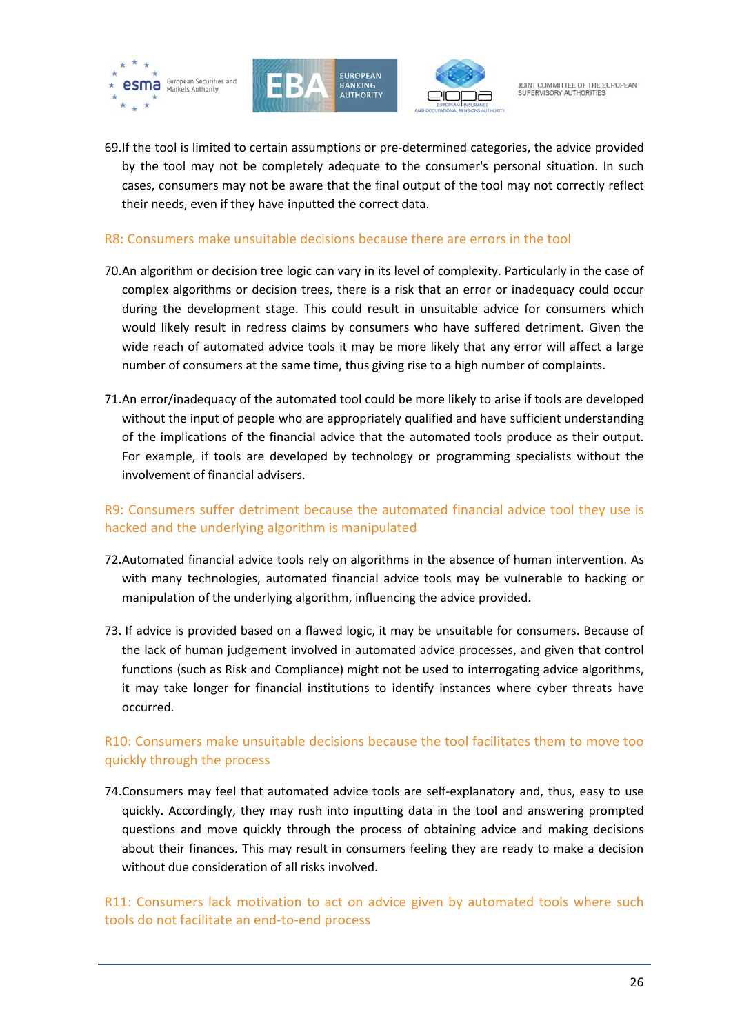69. If the tool is limited to certain assumptions or pre-determined categories, the advice provided by the tool may not be completely adequate to the consumer's personal situation. In such cases, consumers may not be aware that the final output of the tool may not correctly reflect their needs, even if they have inputted the correct data.

### R8: Consumers make unsuitable decisions because there are errors in the tool

70. An algorithm or decision tree logic can vary in its level of complexity. Particularly in the case of complex algorithms or decision trees, there is a risk that an error or inadequacy could occur during the development stage. This could result in unsuitable advice for consumers which would likely result in redress claims by consumers who have suffered detriment. Given the wide reach of automated advice tools it may be more likely that any error will affect a large number of consumers at the same time, thus giving rise to a high number of complaints.

71. An error/inadequacy of the automated tool could be more likely to arise if tools are developed without the input of people who are appropriately qualified and have sufficient understanding of the implications of the financial advice that the automated tools produce as their output. For example, if tools are developed by technology or programming specialists without the involvement of financial advisers.

### R9: Consumers suffer detriment because the automated financial advice tool they use is hacked and the underlying algorithm is manipulated

72. Automated financial advice tools rely on algorithms in the absence of human intervention. As with many technologies, automated financial advice tools may be vulnerable to hacking or manipulation of the underlying algorithm, influencing the advice provided.

73. If advice is provided based on a flawed logic, it may be unsuitable for consumers. Because of the lack of human judgement involved in automated advice processes, and given that control functions (such as Risk and Compliance) might not be used to interrogating advice algorithms, it may take longer for financial institutions to identify instances where cyber threats have occurred.

### R10: Consumers make unsuitable decisions because the tool facilitates them to move too quickly through the process

74. Consumers may feel that automated advice tools are self-explanatory and, thus, easy to use quickly. Accordingly, they may rush into inputting data in the tool and answering prompted questions and move quickly through the process of obtaining advice and making decisions about their finances. This may result in consumers feeling they are ready to make a decision without due consideration of all risks involved.

### R11: Consumers lack motivation to act on advice given by automated tools where such tools do not facilitate an end-to-end process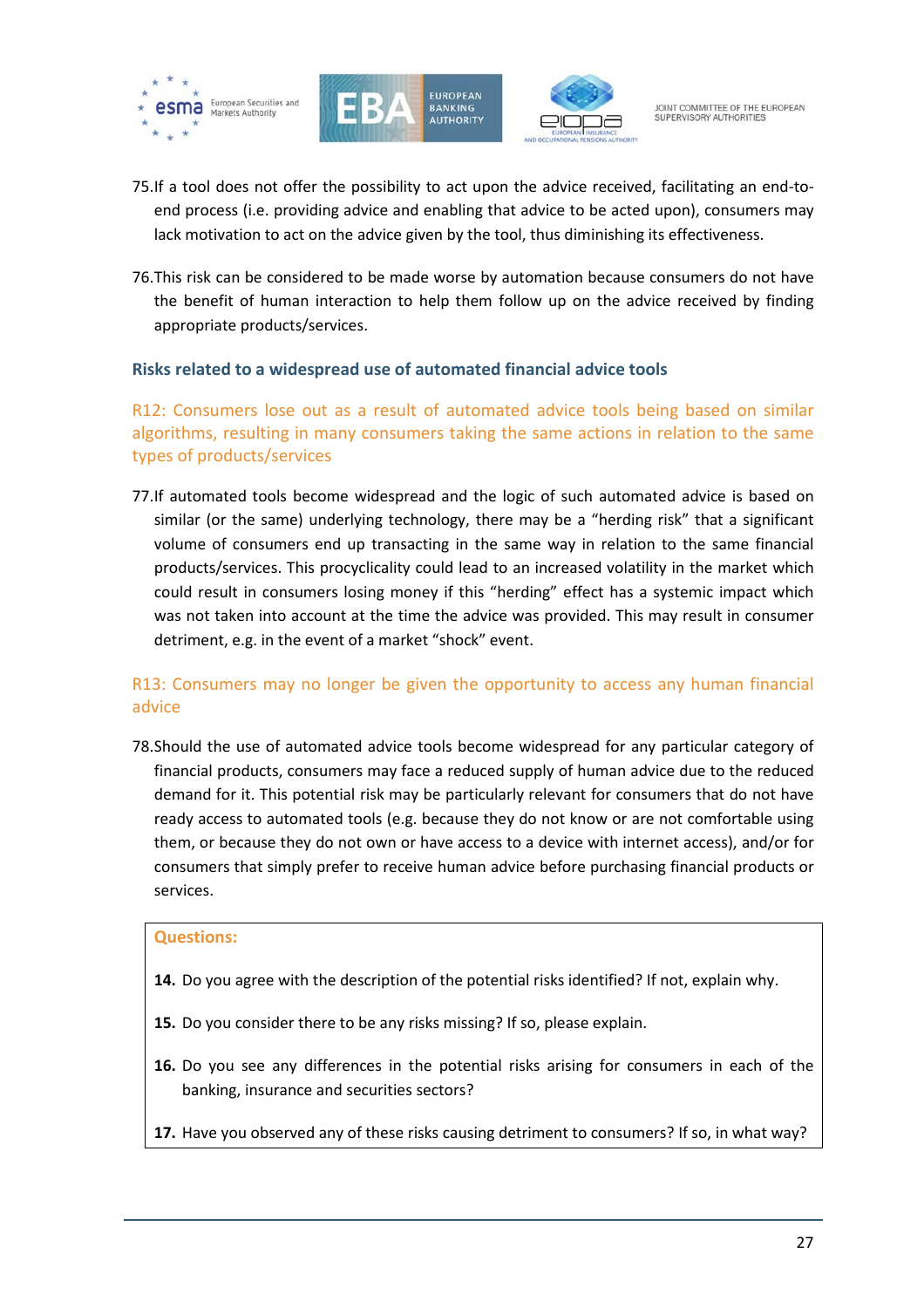75. If a tool does not offer the possibility to act upon the advice received, facilitating an end-to-end process (i.e. providing advice and enabling that advice to be acted upon), consumers may lack motivation to act on the advice given by the tool, thus diminishing its effectiveness.

76. This risk can be considered to be made worse by automation because consumers do not have the benefit of human interaction to help them follow up on the advice received by finding appropriate products/services.

### Risks related to a widespread use of automated financial advice tools

#### R12: Consumers lose out as a result of automated advice tools being based on similar algorithms, resulting in many consumers taking the same actions in relation to the same types of products/services

77. If automated tools become widespread and the logic of such automated advice is based on similar (or the same) underlying technology, there may be a "herding risk" that a significant volume of consumers end up transacting in the same way in relation to the same financial products/services. This procyclicality could lead to an increased volatility in the market which could result in consumers losing money if this "herding" effect has a systemic impact which was not taken into account at the time the advice was provided. This may result in consumer detriment, e.g. in the event of a market "shock" event.

#### R13: Consumers may no longer be given the opportunity to access any human financial advice

78. Should the use of automated advice tools become widespread for any particular category of financial products, consumers may face a reduced supply of human advice due to the reduced demand for it. This potential risk may be particularly relevant for consumers that do not have ready access to automated tools (e.g. because they do not know or are not comfortable using them, or because they do not own or have access to a device with internet access), and/or for consumers that simply prefer to receive human advice before purchasing financial products or services.

**Questions:**

**14.** Do you agree with the description of the potential risks identified? If not, explain why.

**15.** Do you consider there to be any risks missing? If so, please explain.

**16.** Do you see any differences in the potential risks arising for consumers in each of the banking, insurance and securities sectors?

**17.** Have you observed any of these risks causing detriment to consumers? If so, in what way?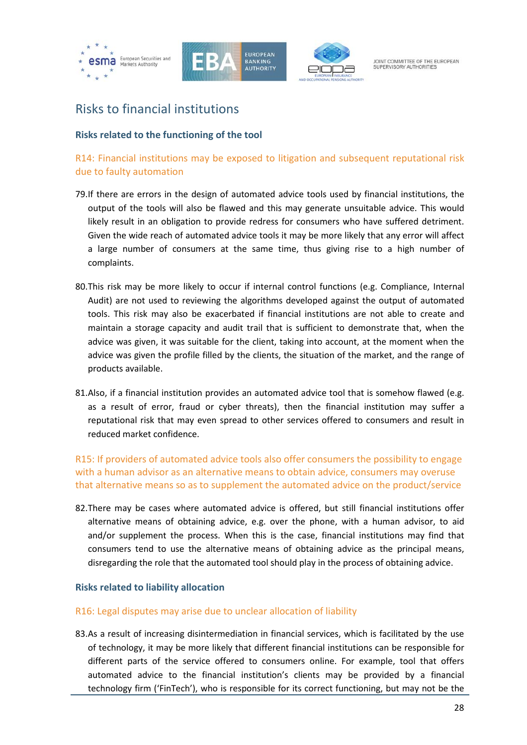## Risks to financial institutions

### Risks related to the functioning of the tool

#### R14: Financial institutions may be exposed to litigation and subsequent reputational risk due to faulty automation

79. If there are errors in the design of automated advice tools used by financial institutions, the output of the tools will also be flawed and this may generate unsuitable advice. This would likely result in an obligation to provide redress for consumers who have suffered detriment. Given the wide reach of automated advice tools it may be more likely that any error will affect a large number of consumers at the same time, thus giving rise to a high number of complaints.

80. This risk may be more likely to occur if internal control functions (e.g. Compliance, Internal Audit) are not used to reviewing the algorithms developed against the output of automated tools. This risk may also be exacerbated if financial institutions are not able to create and maintain a storage capacity and audit trail that is sufficient to demonstrate that, when the advice was given, it was suitable for the client, taking into account, at the moment when the advice was given the profile filled by the clients, the situation of the market, and the range of products available.

81. Also, if a financial institution provides an automated advice tool that is somehow flawed (e.g. as a result of error, fraud or cyber threats), then the financial institution may suffer a reputational risk that may even spread to other services offered to consumers and result in reduced market confidence.

#### R15: If providers of automated advice tools also offer consumers the possibility to engage with a human advisor as an alternative means to obtain advice, consumers may overuse that alternative means so as to supplement the automated advice on the product/service

82. There may be cases where automated advice is offered, but still financial institutions offer alternative means of obtaining advice, e.g. over the phone, with a human advisor, to aid and/or supplement the process. When this is the case, financial institutions may find that consumers tend to use the alternative means of obtaining advice as the principal means, disregarding the role that the automated tool should play in the process of obtaining advice.

### Risks related to liability allocation

#### R16: Legal disputes may arise due to unclear allocation of liability

83. As a result of increasing disintermediation in financial services, which is facilitated by the use of technology, it may be more likely that different financial institutions can be responsible for different parts of the service offered to consumers online. For example, tool that offers automated advice to the financial institution's clients may be provided by a financial technology firm ('FinTech'), who is responsible for its correct functioning, but may not be the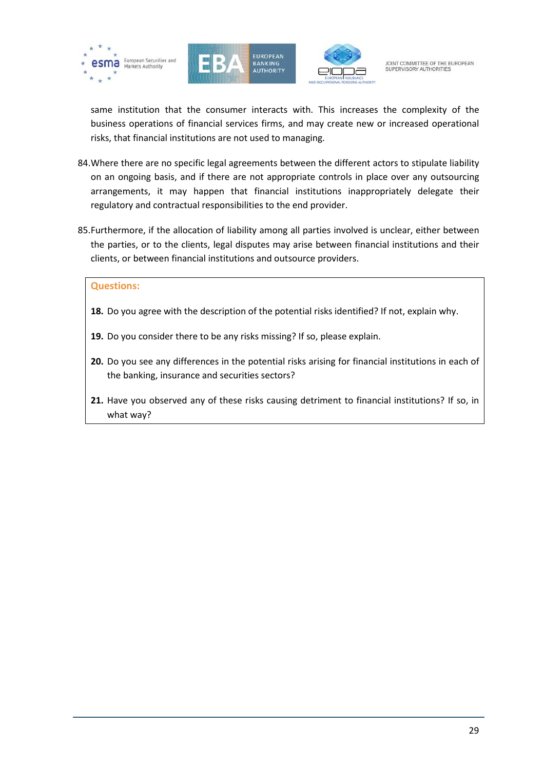same institution that the consumer interacts with. This increases the complexity of the business operations of financial services firms, and may create new or increased operational risks, that financial institutions are not used to managing.

84. Where there are no specific legal agreements between the different actors to stipulate liability on an ongoing basis, and if there are not appropriate controls in place over any outsourcing arrangements, it may happen that financial institutions inappropriately delegate their regulatory and contractual responsibilities to the end provider.

85. Furthermore, if the allocation of liability among all parties involved is unclear, either between the parties, or to the clients, legal disputes may arise between financial institutions and their clients, or between financial institutions and outsource providers.

**Questions:**

**18.** Do you agree with the description of the potential risks identified? If not, explain why.

**19.** Do you consider there to be any risks missing? If so, please explain.

**20.** Do you see any differences in the potential risks arising for financial institutions in each of the banking, insurance and securities sectors?

**21.** Have you observed any of these risks causing detriment to financial institutions? If so, in what way?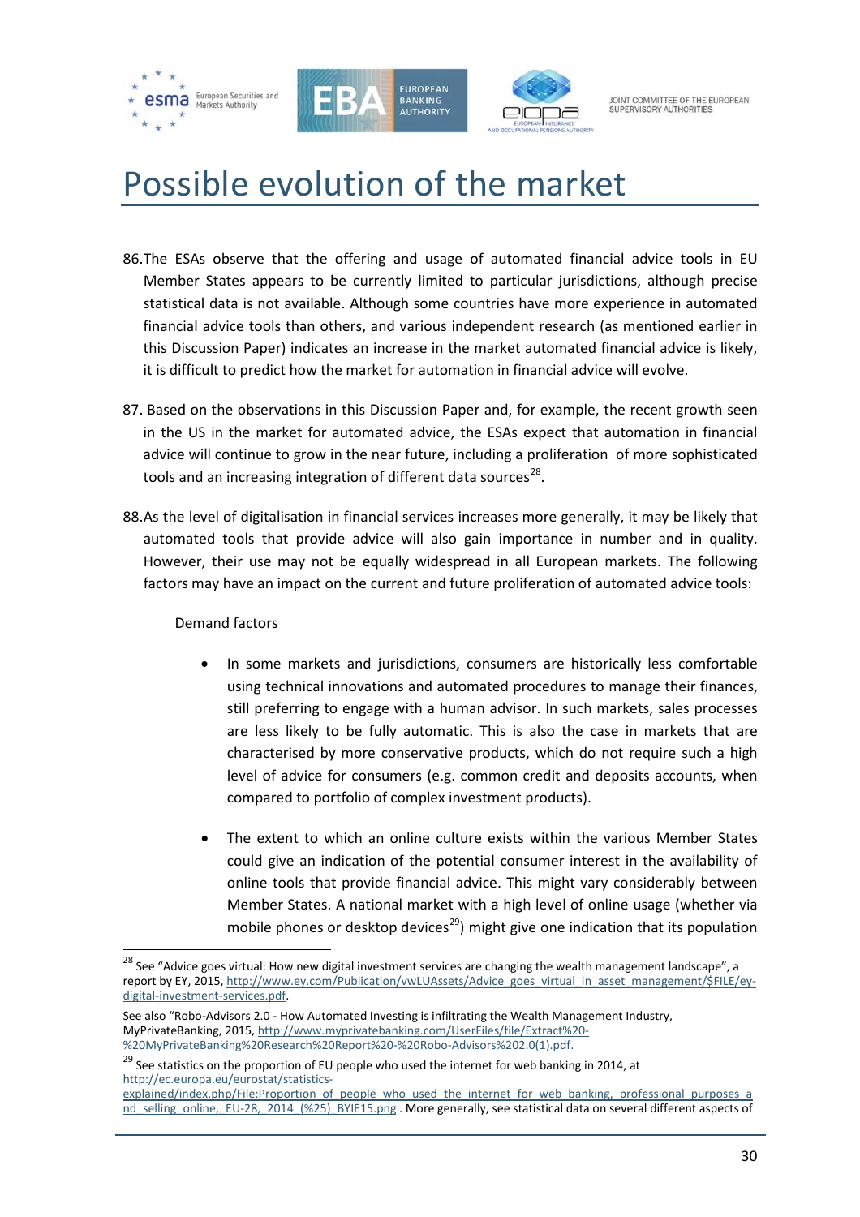# Possible evolution of the market

86. The ESAs observe that the offering and usage of automated financial advice tools in EU Member States appears to be currently limited to particular jurisdictions, although precise statistical data is not available. Although some countries have more experience in automated financial advice tools than others, and various independent research (as mentioned earlier in this Discussion Paper) indicates an increase in the market automated financial advice is likely, it is difficult to predict how the market for automation in financial advice will evolve.

87. Based on the observations in this Discussion Paper and, for example, the recent growth seen in the US in the market for automated advice, the ESAs expect that automation in financial advice will continue to grow in the near future, including a proliferation of more sophisticated tools and an increasing integration of different data sources[28].

88. As the level of digitalisation in financial services increases more generally, it may be likely that automated tools that provide advice will also gain importance in number and in quality. However, their use may not be equally widespread in all European markets. The following factors may have an impact on the current and future proliferation of automated advice tools:

Demand factors

- In some markets and jurisdictions, consumers are historically less comfortable using technical innovations and automated procedures to manage their finances, still preferring to engage with a human advisor. In such markets, sales processes are less likely to be fully automatic. This is also the case in markets that are characterised by more conservative products, which do not require such a high level of advice for consumers (e.g. common credit and deposits accounts, when compared to portfolio of complex investment products).

- The extent to which an online culture exists within the various Member States could give an indication of the potential consumer interest in the availability of online tools that provide financial advice. This might vary considerably between Member States. A national market with a high level of online usage (whether via mobile phones or desktop devices[29]) might give one indication that its population

---

[28] See "Advice goes virtual: How new digital investment services are changing the wealth management landscape", a report by EY, 2015, http://www.ey.com/Publication/vwLUAssets/Advice_goes_virtual_in_asset_management/$FILE/ey-digital-investment-services.pdf.

See also "Robo-Advisors 2.0 - How Automated Investing is infiltrating the Wealth Management Industry, MyPrivateBanking, 2015, http://www.myprivatebanking.com/UserFiles/file/Extract%20-%20MyPrivateBanking%20Research%20Report%20-%20Robo-Advisors%202.0(1).pdf.

[29] See statistics on the proportion of EU people who used the internet for web banking in 2014, at http://ec.europa.eu/eurostat/statistics-explained/index.php/File:Proportion_of_people_who_used_the_internet_for_web_banking,_professional_purposes_and_selling_online,_EU-28,_2014_(%25)_BYIE15.png . More generally, see statistical data on several different aspects of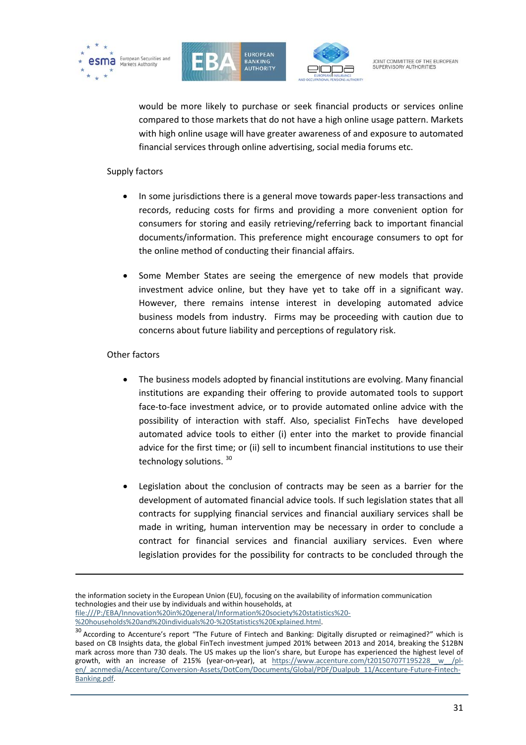would be more likely to purchase or seek financial products or services online compared to those markets that do not have a high online usage pattern. Markets with high online usage will have greater awareness of and exposure to automated financial services through online advertising, social media forums etc.

Supply factors

- In some jurisdictions there is a general move towards paper-less transactions and records, reducing costs for firms and providing a more convenient option for consumers for storing and easily retrieving/referring back to important financial documents/information. This preference might encourage consumers to opt for the online method of conducting their financial affairs.

- Some Member States are seeing the emergence of new models that provide investment advice online, but they have yet to take off in a significant way. However, there remains intense interest in developing automated advice business models from industry. Firms may be proceeding with caution due to concerns about future liability and perceptions of regulatory risk.

Other factors

- The business models adopted by financial institutions are evolving. Many financial institutions are expanding their offering to provide automated tools to support face-to-face investment advice, or to provide automated online advice with the possibility of interaction with staff. Also, specialist FinTechs have developed automated advice tools to either (i) enter into the market to provide financial advice for the first time; or (ii) sell to incumbent financial institutions to use their technology solutions. [30]

- Legislation about the conclusion of contracts may be seen as a barrier for the development of automated financial advice tools. If such legislation states that all contracts for supplying financial services and financial auxiliary services shall be made in writing, human intervention may be necessary in order to conclude a contract for financial services and financial auxiliary services. Even where legislation provides for the possibility for contracts to be concluded through the

---

the information society in the European Union (EU), focusing on the availability of information communication technologies and their use by individuals and within households, at file:///P:/EBA/Innovation%20in%20general/Information%20society%20statistics%20-%20households%20and%20individuals%20-%20Statistics%20Explained.html.

[30] According to Accenture's report "The Future of Fintech and Banking: Digitally disrupted or reimagined?" which is based on CB Insights data, the global FinTech investment jumped 201% between 2013 and 2014, breaking the $12BN mark across more than 730 deals. The US makes up the lion's share, but Europe has experienced the highest level of growth, with an increase of 215% (year-on-year), at https://www.accenture.com/t20150707T195228__w__/pl-en/_acnmedia/Accenture/Conversion-Assets/DotCom/Documents/Global/PDF/Dualpub_11/Accenture-Future-Fintech-Banking.pdf.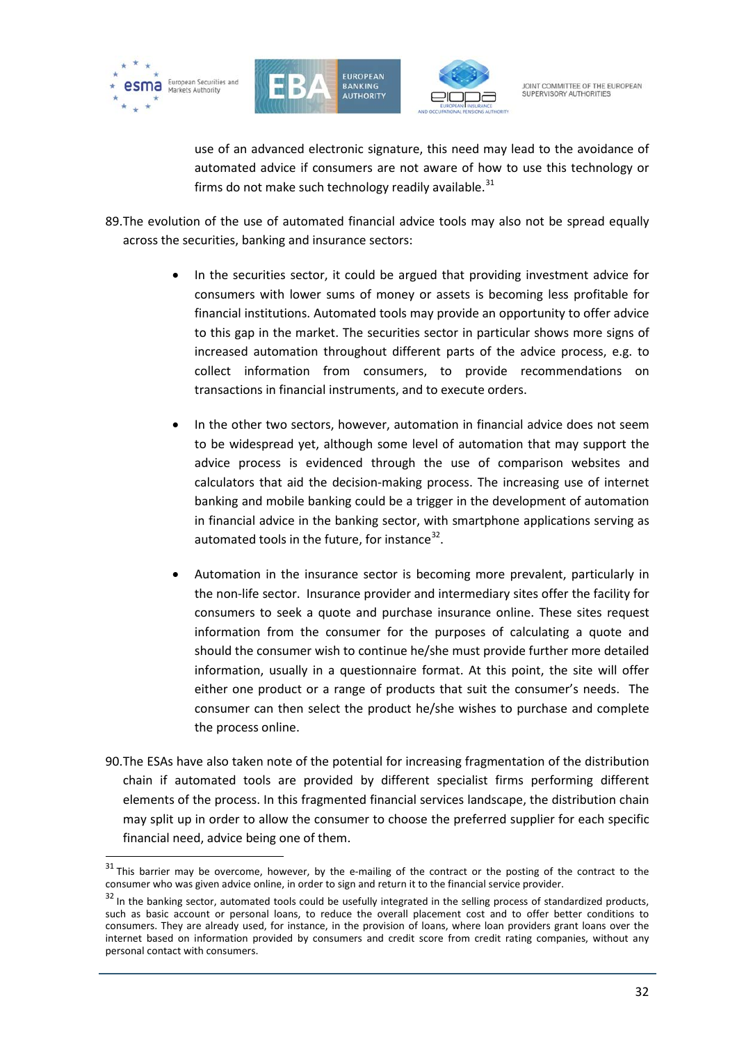use of an advanced electronic signature, this need may lead to the avoidance of automated advice if consumers are not aware of how to use this technology or firms do not make such technology readily available.[31]

89. The evolution of the use of automated financial advice tools may also not be spread equally across the securities, banking and insurance sectors:

- In the securities sector, it could be argued that providing investment advice for consumers with lower sums of money or assets is becoming less profitable for financial institutions. Automated tools may provide an opportunity to offer advice to this gap in the market. The securities sector in particular shows more signs of increased automation throughout different parts of the advice process, e.g. to collect information from consumers, to provide recommendations on transactions in financial instruments, and to execute orders.

- In the other two sectors, however, automation in financial advice does not seem to be widespread yet, although some level of automation that may support the advice process is evidenced through the use of comparison websites and calculators that aid the decision-making process. The increasing use of internet banking and mobile banking could be a trigger in the development of automation in financial advice in the banking sector, with smartphone applications serving as automated tools in the future, for instance[32].

- Automation in the insurance sector is becoming more prevalent, particularly in the non-life sector. Insurance provider and intermediary sites offer the facility for consumers to seek a quote and purchase insurance online. These sites request information from the consumer for the purposes of calculating a quote and should the consumer wish to continue he/she must provide further more detailed information, usually in a questionnaire format. At this point, the site will offer either one product or a range of products that suit the consumer's needs. The consumer can then select the product he/she wishes to purchase and complete the process online.

90. The ESAs have also taken note of the potential for increasing fragmentation of the distribution chain if automated tools are provided by different specialist firms performing different elements of the process. In this fragmented financial services landscape, the distribution chain may split up in order to allow the consumer to choose the preferred supplier for each specific financial need, advice being one of them.

---

[31] This barrier may be overcome, however, by the e-mailing of the contract or the posting of the contract to the consumer who was given advice online, in order to sign and return it to the financial service provider.

[32] In the banking sector, automated tools could be usefully integrated in the selling process of standardized products, such as basic account or personal loans, to reduce the overall placement cost and to offer better conditions to consumers. They are already used, for instance, in the provision of loans, where loan providers grant loans over the internet based on information provided by consumers and credit score from credit rating companies, without any personal contact with consumers.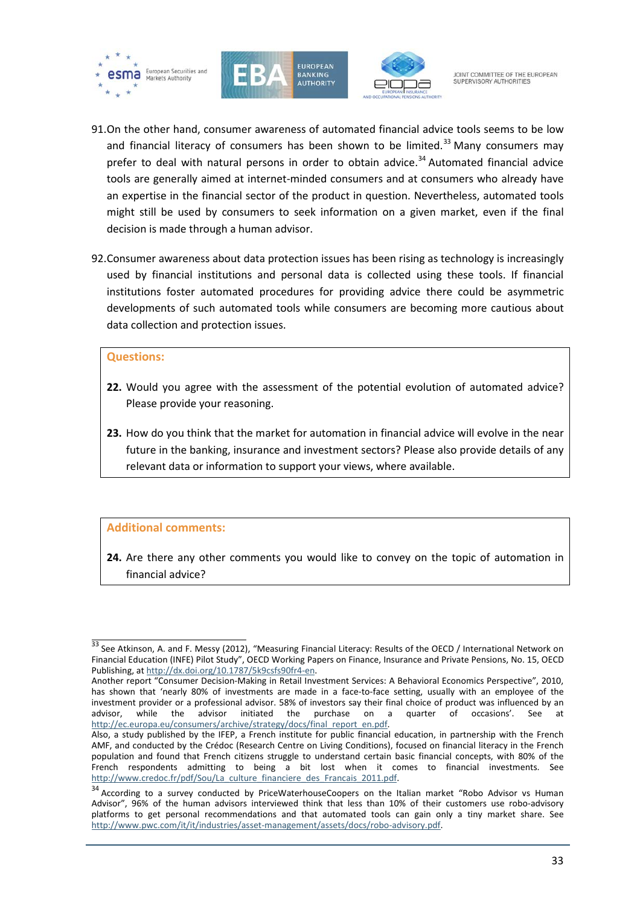91. On the other hand, consumer awareness of automated financial advice tools seems to be low and financial literacy of consumers has been shown to be limited.[33] Many consumers may prefer to deal with natural persons in order to obtain advice.[34] Automated financial advice tools are generally aimed at internet-minded consumers and at consumers who already have an expertise in the financial sector of the product in question. Nevertheless, automated tools might still be used by consumers to seek information on a given market, even if the final decision is made through a human advisor.

92. Consumer awareness about data protection issues has been rising as technology is increasingly used by financial institutions and personal data is collected using these tools. If financial institutions foster automated procedures for providing advice there could be asymmetric developments of such automated tools while consumers are becoming more cautious about data collection and protection issues.

**Questions:**

**22.** Would you agree with the assessment of the potential evolution of automated advice? Please provide your reasoning.

**23.** How do you think that the market for automation in financial advice will evolve in the near future in the banking, insurance and investment sectors? Please also provide details of any relevant data or information to support your views, where available.

**Additional comments:**

**24.** Are there any other comments you would like to convey on the topic of automation in financial advice?

---

[33] See Atkinson, A. and F. Messy (2012), "Measuring Financial Literacy: Results of the OECD / International Network on Financial Education (INFE) Pilot Study", OECD Working Papers on Finance, Insurance and Private Pensions, No. 15, OECD Publishing, at http://dx.doi.org/10.1787/5k9csfs90fr4-en.
Another report "Consumer Decision-Making in Retail Investment Services: A Behavioral Economics Perspective", 2010, has shown that 'nearly 80% of investments are made in a face-to-face setting, usually with an employee of the investment provider or a professional advisor. 58% of investors say their final choice of product was influenced by an advisor, while the advisor initiated the purchase on a quarter of occasions'. See at http://ec.europa.eu/consumers/archive/strategy/docs/final_report_en.pdf.
Also, a study published by the IFEP, a French institute for public financial education, in partnership with the French AMF, and conducted by the Crédoc (Research Centre on Living Conditions), focused on financial literacy in the French population and found that French citizens struggle to understand certain basic financial concepts, with 80% of the French respondents admitting to being a bit lost when it comes to financial investments. See http://www.credoc.fr/pdf/Sou/La_culture_financiere_des_Francais_2011.pdf.

[34] According to a survey conducted by PriceWaterhouseCoopers on the Italian market "Robo Advisor vs Human Advisor", 96% of the human advisors interviewed think that less than 10% of their customers use robo-advisory platforms to get personal recommendations and that automated tools can gain only a tiny market share. See http://www.pwc.com/it/it/industries/asset-management/assets/docs/robo-advisory.pdf.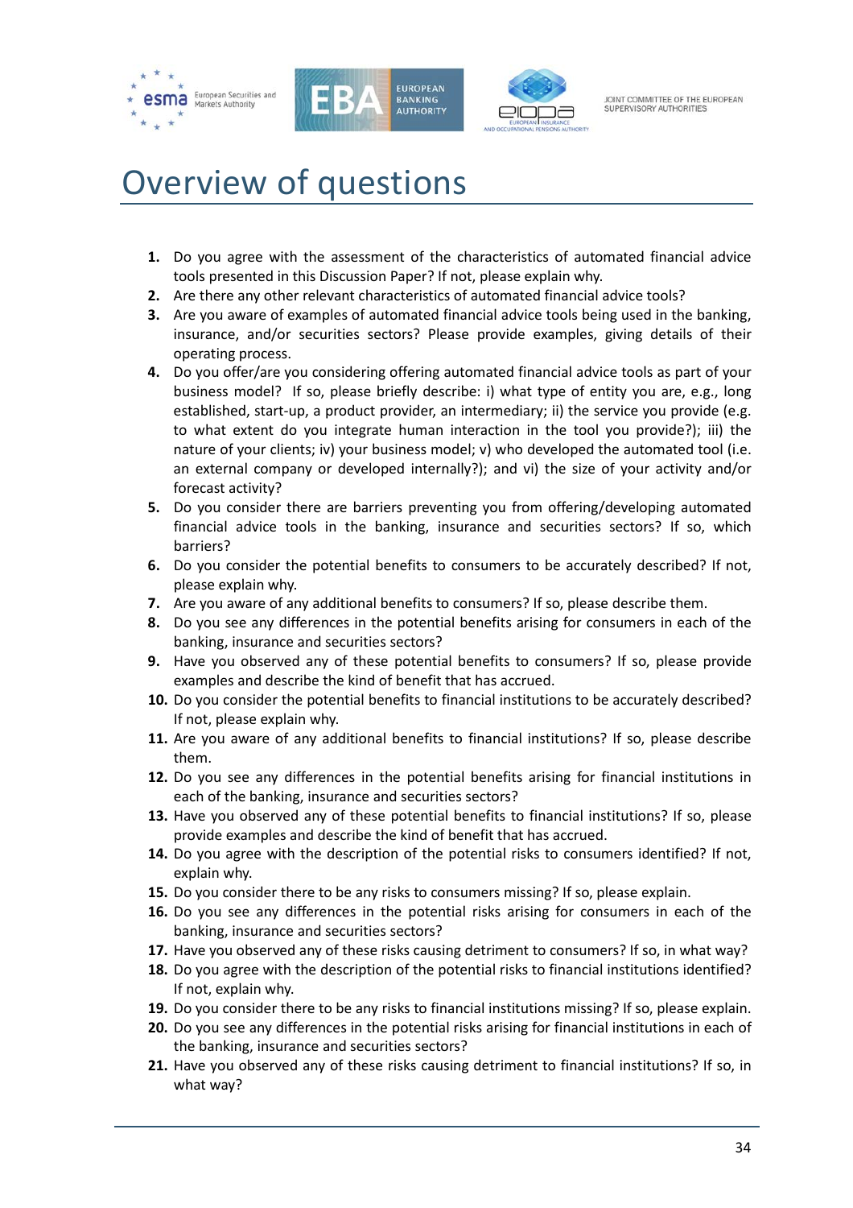# Overview of questions

1. Do you agree with the assessment of the characteristics of automated financial advice tools presented in this Discussion Paper? If not, please explain why.
2. Are there any other relevant characteristics of automated financial advice tools?
3. Are you aware of examples of automated financial advice tools being used in the banking, insurance, and/or securities sectors? Please provide examples, giving details of their operating process.
4. Do you offer/are you considering offering automated financial advice tools as part of your business model? If so, please briefly describe: i) what type of entity you are, e.g., long established, start-up, a product provider, an intermediary; ii) the service you provide (e.g. to what extent do you integrate human interaction in the tool you provide?); iii) the nature of your clients; iv) your business model; v) who developed the automated tool (i.e. an external company or developed internally?); and vi) the size of your activity and/or forecast activity?
5. Do you consider there are barriers preventing you from offering/developing automated financial advice tools in the banking, insurance and securities sectors? If so, which barriers?
6. Do you consider the potential benefits to consumers to be accurately described? If not, please explain why.
7. Are you aware of any additional benefits to consumers? If so, please describe them.
8. Do you see any differences in the potential benefits arising for consumers in each of the banking, insurance and securities sectors?
9. Have you observed any of these potential benefits to consumers? If so, please provide examples and describe the kind of benefit that has accrued.
10. Do you consider the potential benefits to financial institutions to be accurately described? If not, please explain why.
11. Are you aware of any additional benefits to financial institutions? If so, please describe them.
12. Do you see any differences in the potential benefits arising for financial institutions in each of the banking, insurance and securities sectors?
13. Have you observed any of these potential benefits to financial institutions? If so, please provide examples and describe the kind of benefit that has accrued.
14. Do you agree with the description of the potential risks to consumers identified? If not, explain why.
15. Do you consider there to be any risks to consumers missing? If so, please explain.
16. Do you see any differences in the potential risks arising for consumers in each of the banking, insurance and securities sectors?
17. Have you observed any of these risks causing detriment to consumers? If so, in what way?
18. Do you agree with the description of the potential risks to financial institutions identified? If not, explain why.
19. Do you consider there to be any risks to financial institutions missing? If so, please explain.
20. Do you see any differences in the potential risks arising for financial institutions in each of the banking, insurance and securities sectors?
21. Have you observed any of these risks causing detriment to financial institutions? If so, in what way?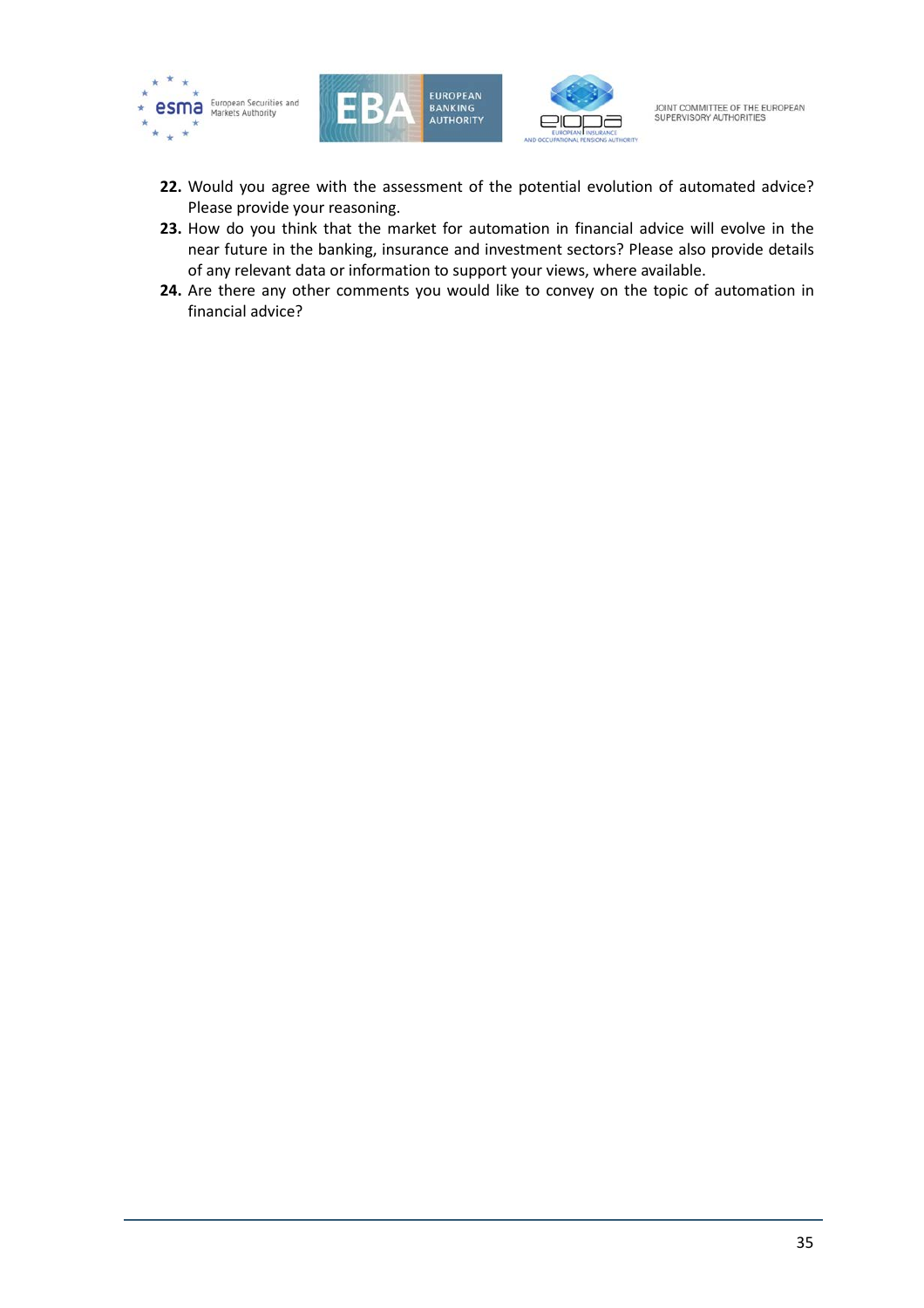**22.** Would you agree with the assessment of the potential evolution of automated advice? Please provide your reasoning.

**23.** How do you think that the market for automation in financial advice will evolve in the near future in the banking, insurance and investment sectors? Please also provide details of any relevant data or information to support your views, where available.

**24.** Are there any other comments you would like to convey on the topic of automation in financial advice?